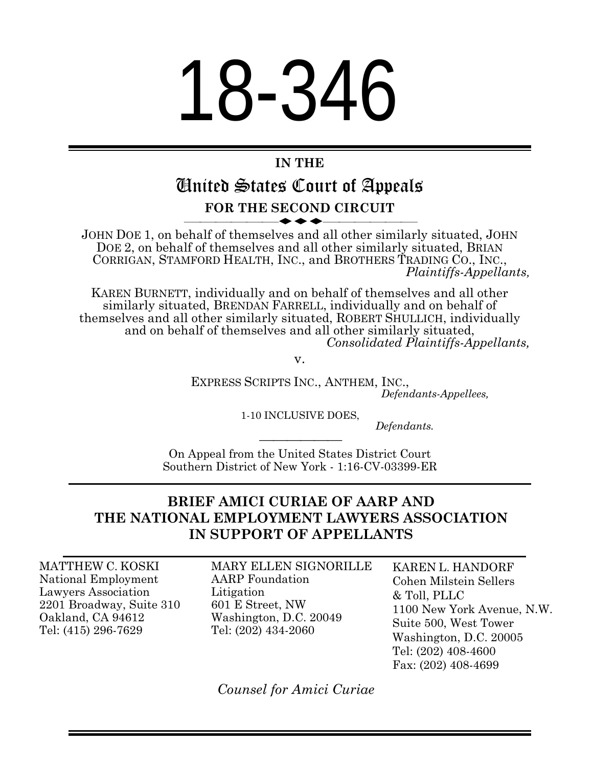# 18-346

**IN THE**

## United States Court of Appeals

**FOR THE SECOND CIRCUIT**

JOHN DOE 1, on behalf of themselves and all other similarly situated, JOHN DOE 2, on behalf of themselves and all other similarly situated, BRIAN CORRIGAN, STAMFORD HEALTH, INC., and BROTHERS TRADING CO., INC.,
*Plaintiffs-Appellants,*

KAREN BURNETT, individually and on behalf of themselves and all other similarly situated, BRENDAN FARRELL, individually and on behalf of themselves and all other similarly situated, ROBERT SHULLICH, individually and on behalf of themselves and all other similarly situated,
*Consolidated Plaintiffs-Appellants,*

v.

EXPRESS SCRIPTS INC., ANTHEM, INC.,
*Defendants-Appellees,*

1-10 INCLUSIVE DOES,
*Defendants.*

On Appeal from the United States District Court
Southern District of New York - 1:16-CV-03399-ER

**BRIEF AMICI CURIAE OF AARP AND THE NATIONAL EMPLOYMENT LAWYERS ASSOCIATION IN SUPPORT OF APPELLANTS**

MATTHEW C. KOSKI
National Employment Lawyers Association
2201 Broadway, Suite 310
Oakland, CA 94612
Tel: (415) 296-7629

MARY ELLEN SIGNORILLE
AARP Foundation Litigation
601 E Street, NW
Washington, D.C. 20049
Tel: (202) 434-2060

KAREN L. HANDORF
Cohen Milstein Sellers & Toll, PLLC
1100 New York Avenue, N.W.
Suite 500, West Tower
Washington, D.C. 20005
Tel: (202) 408-4600
Fax: (202) 408-4699

*Counsel for Amici Curiae*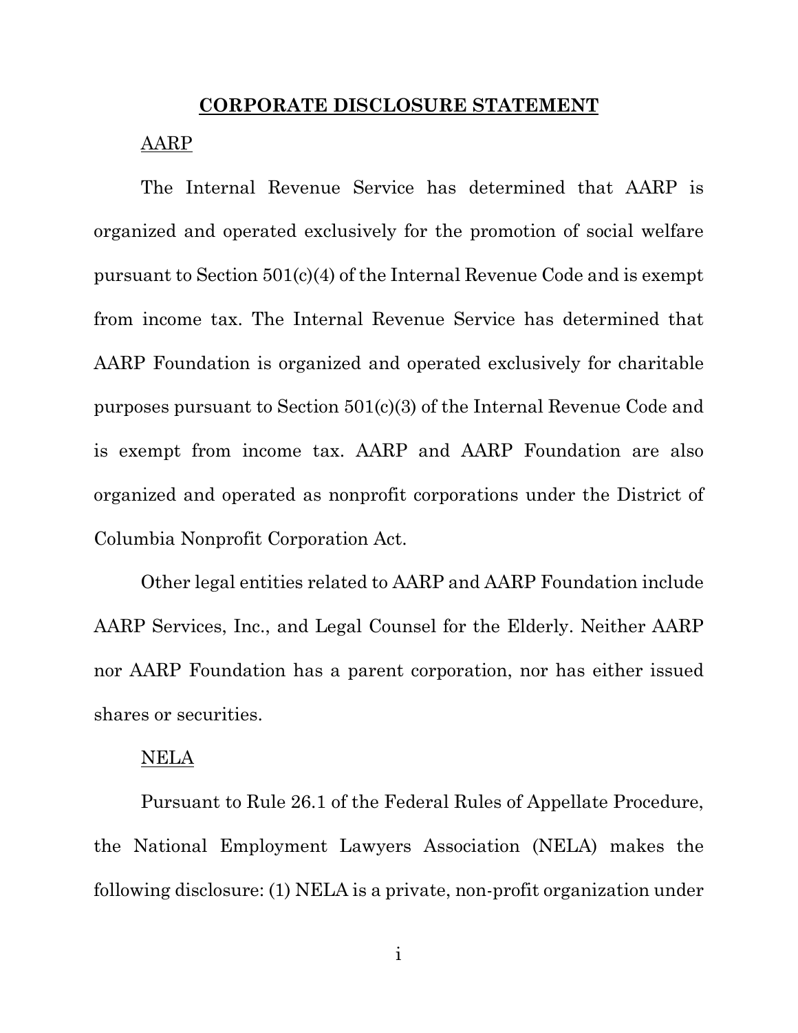## CORPORATE DISCLOSURE STATEMENT

AARP

The Internal Revenue Service has determined that AARP is organized and operated exclusively for the promotion of social welfare pursuant to Section 501(c)(4) of the Internal Revenue Code and is exempt from income tax. The Internal Revenue Service has determined that AARP Foundation is organized and operated exclusively for charitable purposes pursuant to Section 501(c)(3) of the Internal Revenue Code and is exempt from income tax. AARP and AARP Foundation are also organized and operated as nonprofit corporations under the District of Columbia Nonprofit Corporation Act.

Other legal entities related to AARP and AARP Foundation include AARP Services, Inc., and Legal Counsel for the Elderly. Neither AARP nor AARP Foundation has a parent corporation, nor has either issued shares or securities.

NELA

Pursuant to Rule 26.1 of the Federal Rules of Appellate Procedure, the National Employment Lawyers Association (NELA) makes the following disclosure: (1) NELA is a private, non-profit organization under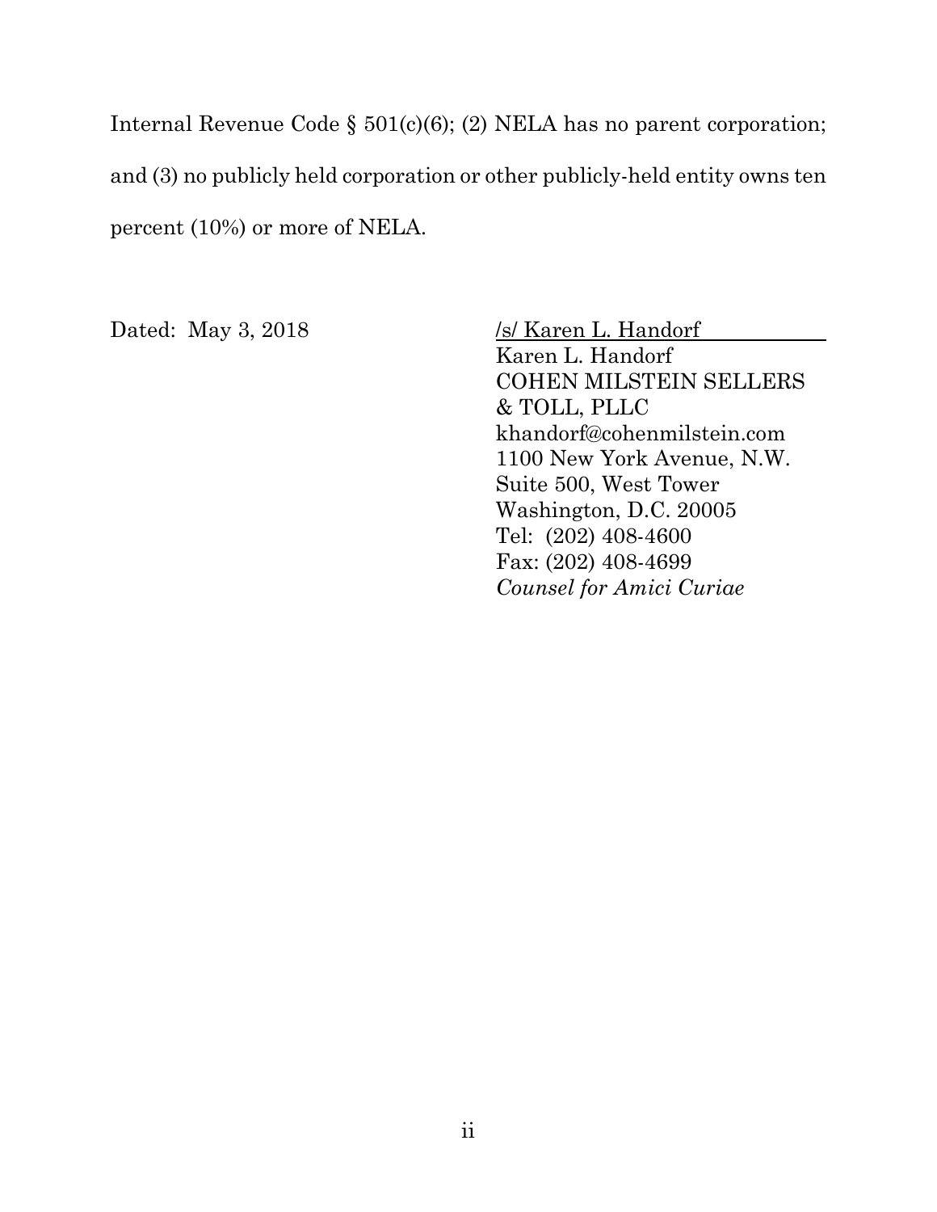Internal Revenue Code § 501(c)(6); (2) NELA has no parent corporation; and (3) no publicly held corporation or other publicly-held entity owns ten percent (10%) or more of NELA.

Dated: May 3, 2018

/s/ Karen L. Handorf  
Karen L. Handorf  
COHEN MILSTEIN SELLERS & TOLL, PLLC  
khandorf@cohenmilstein.com  
1100 New York Avenue, N.W.  
Suite 500, West Tower  
Washington, D.C. 20005  
Tel: (202) 408-4600  
Fax: (202) 408-4699  
*Counsel for Amici Curiae*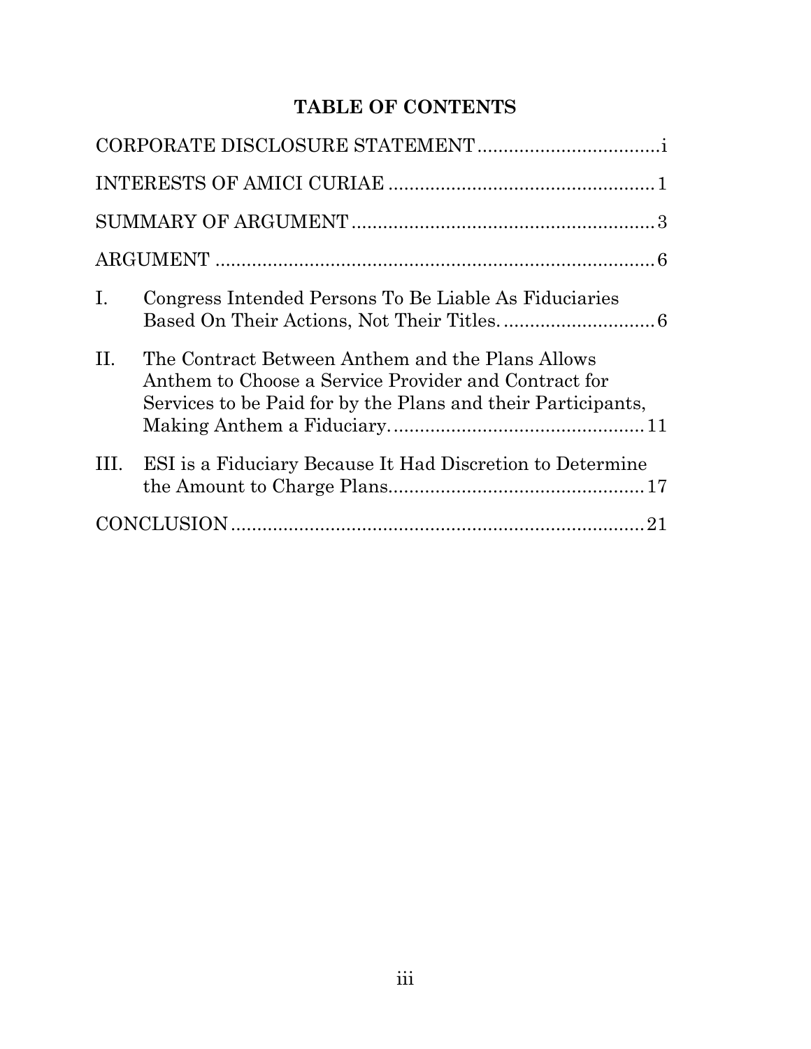# TABLE OF CONTENTS

CORPORATE DISCLOSURE STATEMENT .................................. i

INTERESTS OF AMICI CURIAE .................................................. 1

SUMMARY OF ARGUMENT ......................................................... 3

ARGUMENT ...................................................................................... 6

I. Congress Intended Persons To Be Liable As Fiduciaries Based On Their Actions, Not Their Titles. ............................ 6

II. The Contract Between Anthem and the Plans Allows Anthem to Choose a Service Provider and Contract for Services to be Paid for by the Plans and their Participants, Making Anthem a Fiduciary. ............................................... 11

III. ESI is a Fiduciary Because It Had Discretion to Determine the Amount to Charge Plans................................................ 17

CONCLUSION ............................................................................. 21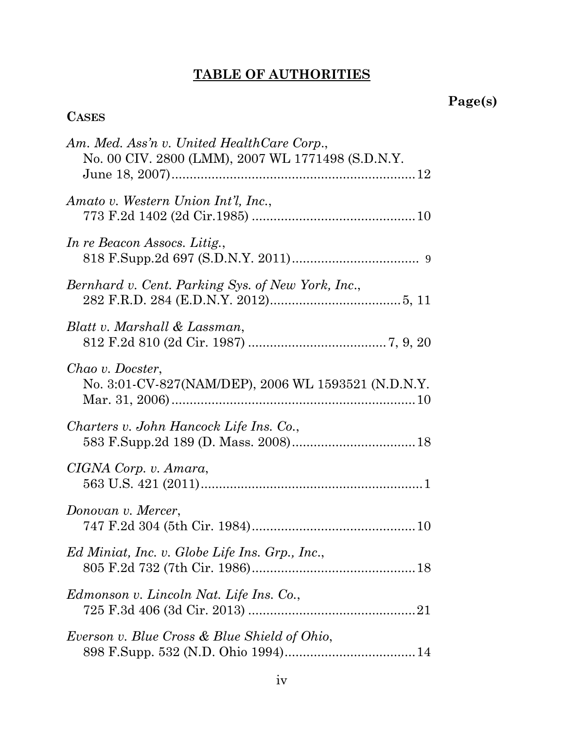## TABLE OF AUTHORITIES

**Page(s)**

**CASES**

*Am. Med. Ass'n v. United HealthCare Corp.*,
No. 00 CIV. 2800 (LMM), 2007 WL 1771498 (S.D.N.Y. June 18, 2007)....................12

*Amato v. Western Union Int'l, Inc.*,
773 F.2d 1402 (2d Cir.1985) ....................10

*In re Beacon Assocs. Litig.*,
818 F.Supp.2d 697 (S.D.N.Y. 2011).................... 9

*Bernhard v. Cent. Parking Sys. of New York, Inc.*,
282 F.R.D. 284 (E.D.N.Y. 2012)....................5, 11

*Blatt v. Marshall & Lassman*,
812 F.2d 810 (2d Cir. 1987) ....................7, 9, 20

*Chao v. Docster*,
No. 3:01-CV-827(NAM/DEP), 2006 WL 1593521 (N.D.N.Y. Mar. 31, 2006)....................10

*Charters v. John Hancock Life Ins. Co.*,
583 F.Supp.2d 189 (D. Mass. 2008)....................18

*CIGNA Corp. v. Amara*,
563 U.S. 421 (2011)....................1

*Donovan v. Mercer*,
747 F.2d 304 (5th Cir. 1984)....................10

*Ed Miniat, Inc. v. Globe Life Ins. Grp., Inc.*,
805 F.2d 732 (7th Cir. 1986)....................18

*Edmonson v. Lincoln Nat. Life Ins. Co.*,
725 F.3d 406 (3d Cir. 2013) ....................21

*Everson v. Blue Cross & Blue Shield of Ohio*,
898 F.Supp. 532 (N.D. Ohio 1994)....................14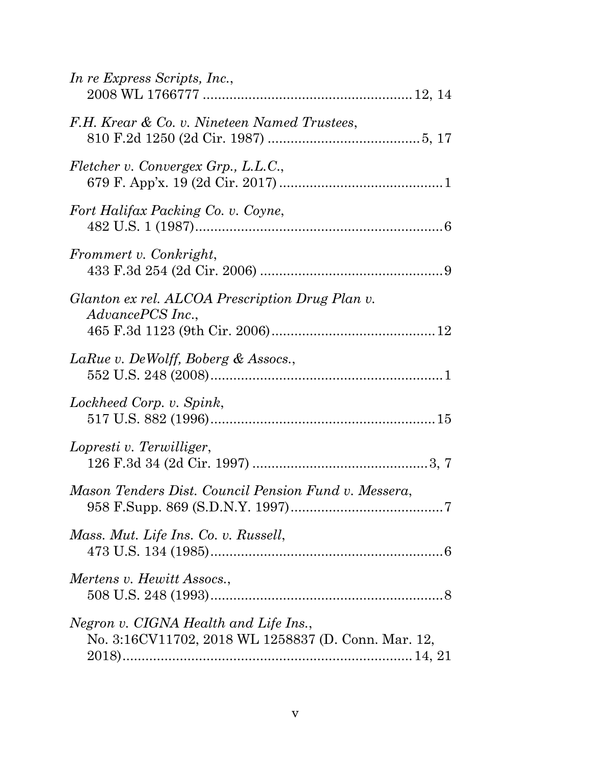*In re Express Scripts, Inc.*,
2008 WL 1766777 ....................................................... 12, 14

*F.H. Krear & Co. v. Nineteen Named Trustees*,
810 F.2d 1250 (2d Cir. 1987) ........................................ 5, 17

*Fletcher v. Convergex Grp., L.L.C.*,
679 F. App'x. 19 (2d Cir. 2017) ........................................... 1

*Fort Halifax Packing Co. v. Coyne*,
482 U.S. 1 (1987).................................................................. 6

*Frommert v. Conkright*,
433 F.3d 254 (2d Cir. 2006) ................................................ 9

*Glanton ex rel. ALCOA Prescription Drug Plan v. AdvancePCS Inc.*,
465 F.3d 1123 (9th Cir. 2006)........................................... 12

*LaRue v. DeWolff, Boberg & Assocs.*,
552 U.S. 248 (2008)............................................................. 1

*Lockheed Corp. v. Spink*,
517 U.S. 882 (1996)........................................................... 15

*Lopresti v. Terwilliger*,
126 F.3d 34 (2d Cir. 1997) .............................................. 3, 7

*Mason Tenders Dist. Council Pension Fund v. Messera*,
958 F.Supp. 869 (S.D.N.Y. 1997)........................................ 7

*Mass. Mut. Life Ins. Co. v. Russell*,
473 U.S. 134 (1985)............................................................. 6

*Mertens v. Hewitt Assocs.*,
508 U.S. 248 (1993)............................................................. 8

*Negron v. CIGNA Health and Life Ins.*,
No. 3:16CV11702, 2018 WL 1258837 (D. Conn. Mar. 12, 2018)........................................................................... 14, 21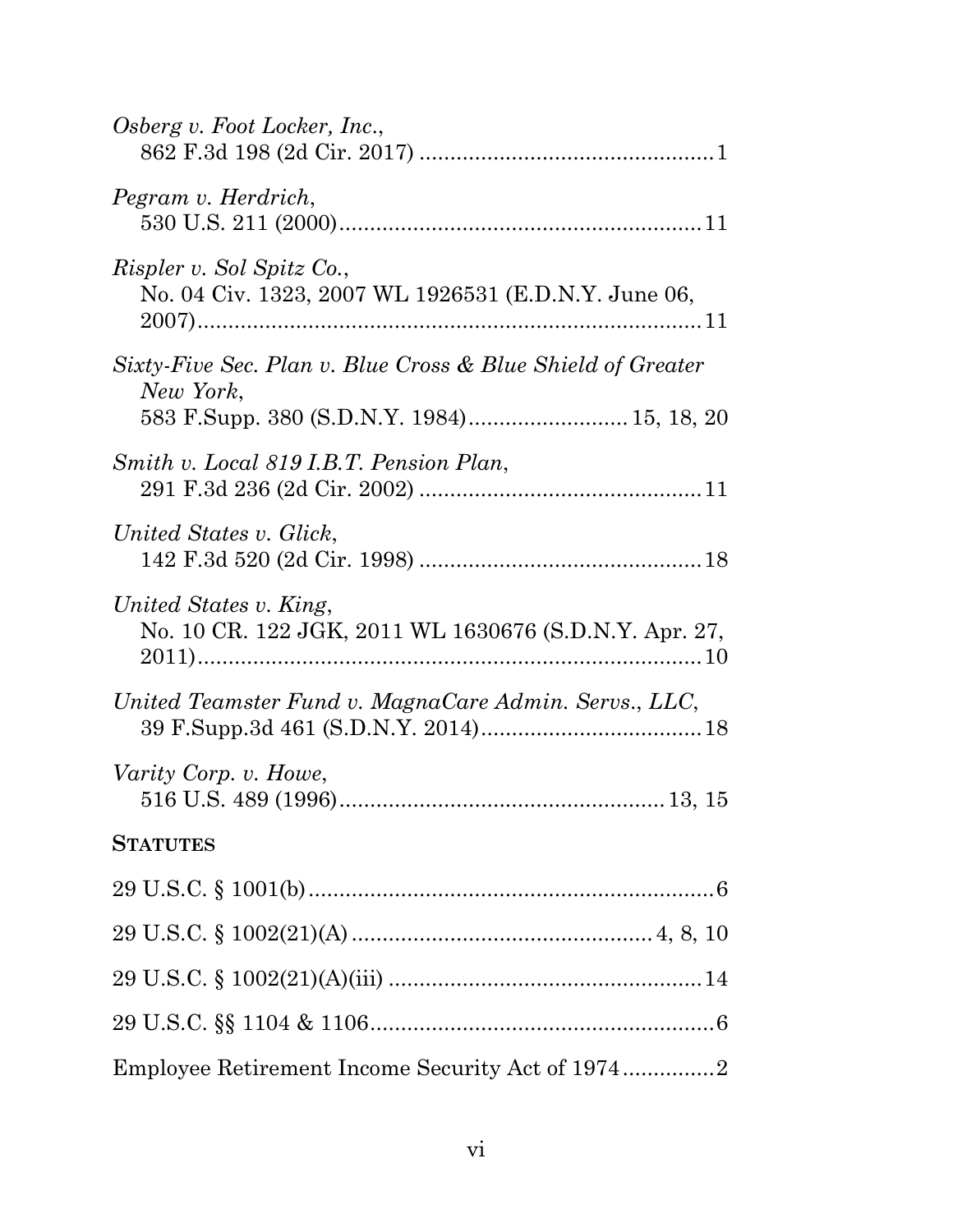*Osberg v. Foot Locker, Inc.*,
862 F.3d 198 (2d Cir. 2017) ................................................1

*Pegram v. Herdrich*,
530 U.S. 211 (2000)...........................................................11

*Rispler v. Sol Spitz Co.*,
No. 04 Civ. 1323, 2007 WL 1926531 (E.D.N.Y. June 06, 2007)...................................................................................11

*Sixty-Five Sec. Plan v. Blue Cross & Blue Shield of Greater New York*,
583 F.Supp. 380 (S.D.N.Y. 1984)......................... 15, 18, 20

*Smith v. Local 819 I.B.T. Pension Plan*,
291 F.3d 236 (2d Cir. 2002) .............................................11

*United States v. Glick*,
142 F.3d 520 (2d Cir. 1998) .............................................18

*United States v. King*,
No. 10 CR. 122 JGK, 2011 WL 1630676 (S.D.N.Y. Apr. 27, 2011)...................................................................................10

*United Teamster Fund v. MagnaCare Admin. Servs., LLC*,
39 F.Supp.3d 461 (S.D.N.Y. 2014)...................................18

*Varity Corp. v. Howe*,
516 U.S. 489 (1996)..................................................... 13, 15

**STATUTES**

29 U.S.C. § 1001(b)...................................................................6

29 U.S.C. § 1002(21)(A) ................................................ 4, 8, 10

29 U.S.C. § 1002(21)(A)(iii) ...................................................14

29 U.S.C. §§ 1104 & 1106.........................................................6

Employee Retirement Income Security Act of 1974...............2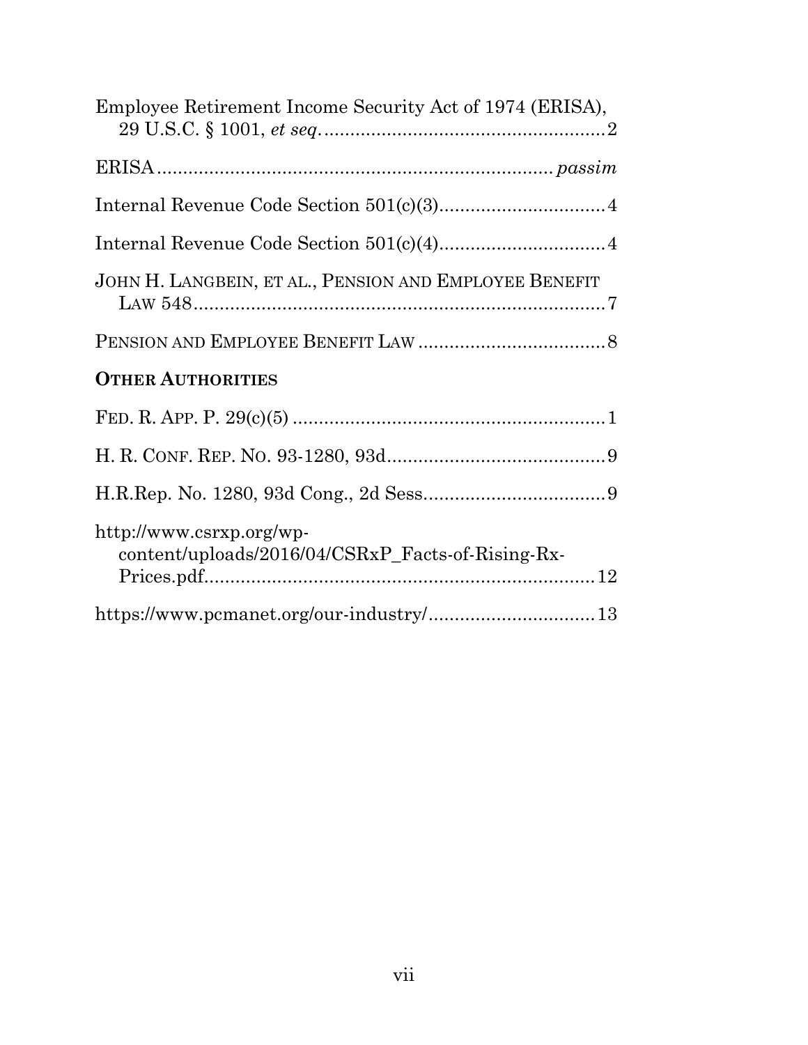Employee Retirement Income Security Act of 1974 (ERISA), 29 U.S.C. § 1001, *et seq*. ........................................................ 2

ERISA ............................................................................ *passim*

Internal Revenue Code Section 501(c)(3) ................................ 4

Internal Revenue Code Section 501(c)(4) ................................ 4

JOHN H. LANGBEIN, ET AL., PENSION AND EMPLOYEE BENEFIT LAW 548 ................................................................................ 7

PENSION AND EMPLOYEE BENEFIT LAW .................................... 8

**OTHER AUTHORITIES**

FED. R. APP. P. 29(c)(5) ............................................................ 1

H. R. CONF. REP. NO. 93-1280, 93d ........................................... 9

H.R.Rep. No. 1280, 93d Cong., 2d Sess .................................... 9

http://www.csrxp.org/wp-content/uploads/2016/04/CSRxP_Facts-of-Rising-Rx-Prices.pdf ............................................................................ 12

https://www.pcmanet.org/our-industry/ .................................. 13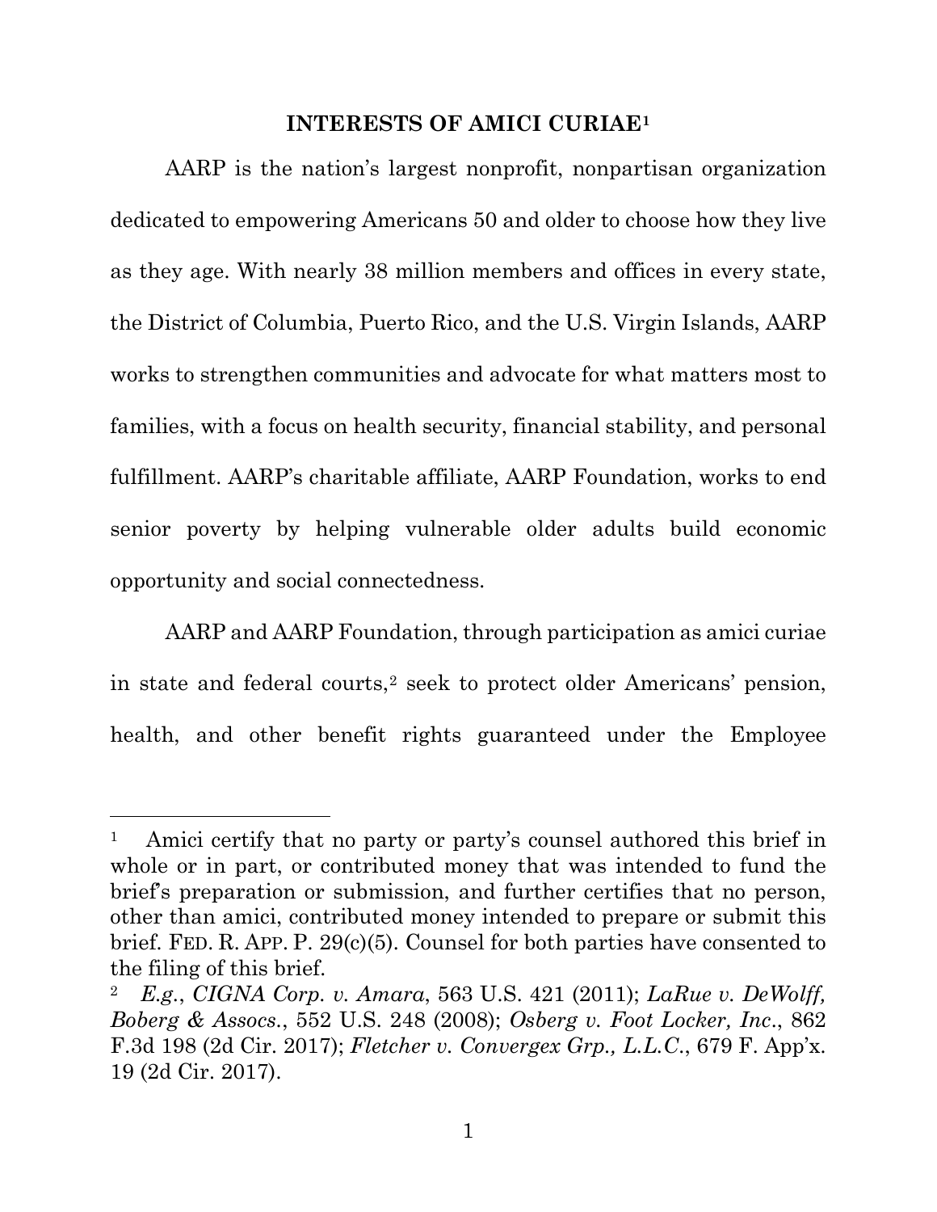## INTERESTS OF AMICI CURIAE[1]

AARP is the nation's largest nonprofit, nonpartisan organization dedicated to empowering Americans 50 and older to choose how they live as they age. With nearly 38 million members and offices in every state, the District of Columbia, Puerto Rico, and the U.S. Virgin Islands, AARP works to strengthen communities and advocate for what matters most to families, with a focus on health security, financial stability, and personal fulfillment. AARP's charitable affiliate, AARP Foundation, works to end senior poverty by helping vulnerable older adults build economic opportunity and social connectedness.

AARP and AARP Foundation, through participation as amici curiae in state and federal courts,[2] seek to protect older Americans' pension, health, and other benefit rights guaranteed under the Employee

---

[1] Amici certify that no party or party's counsel authored this brief in whole or in part, or contributed money that was intended to fund the brief's preparation or submission, and further certifies that no person, other than amici, contributed money intended to prepare or submit this brief. FED. R. APP. P. 29(c)(5). Counsel for both parties have consented to the filing of this brief.

[2] *E.g.*, *CIGNA Corp. v. Amara*, 563 U.S. 421 (2011); *LaRue v. DeWolff, Boberg & Assocs.*, 552 U.S. 248 (2008); *Osberg v. Foot Locker, Inc.*, 862 F.3d 198 (2d Cir. 2017); *Fletcher v. Convergex Grp., L.L.C.*, 679 F. App'x. 19 (2d Cir. 2017).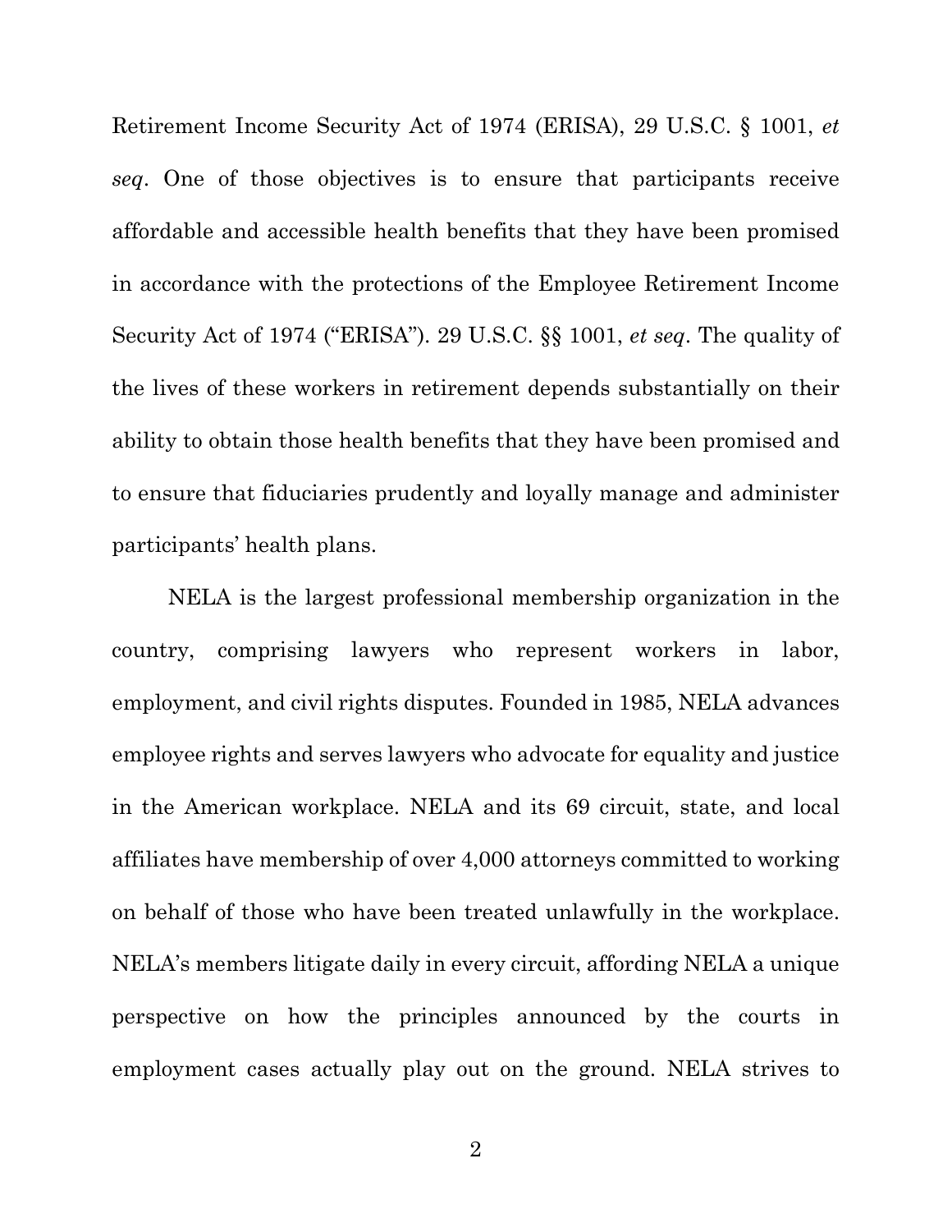Retirement Income Security Act of 1974 (ERISA), 29 U.S.C. § 1001, *et seq*. One of those objectives is to ensure that participants receive affordable and accessible health benefits that they have been promised in accordance with the protections of the Employee Retirement Income Security Act of 1974 ("ERISA"). 29 U.S.C. §§ 1001, *et seq*. The quality of the lives of these workers in retirement depends substantially on their ability to obtain those health benefits that they have been promised and to ensure that fiduciaries prudently and loyally manage and administer participants' health plans.

NELA is the largest professional membership organization in the country, comprising lawyers who represent workers in labor, employment, and civil rights disputes. Founded in 1985, NELA advances employee rights and serves lawyers who advocate for equality and justice in the American workplace. NELA and its 69 circuit, state, and local affiliates have membership of over 4,000 attorneys committed to working on behalf of those who have been treated unlawfully in the workplace. NELA's members litigate daily in every circuit, affording NELA a unique perspective on how the principles announced by the courts in employment cases actually play out on the ground. NELA strives to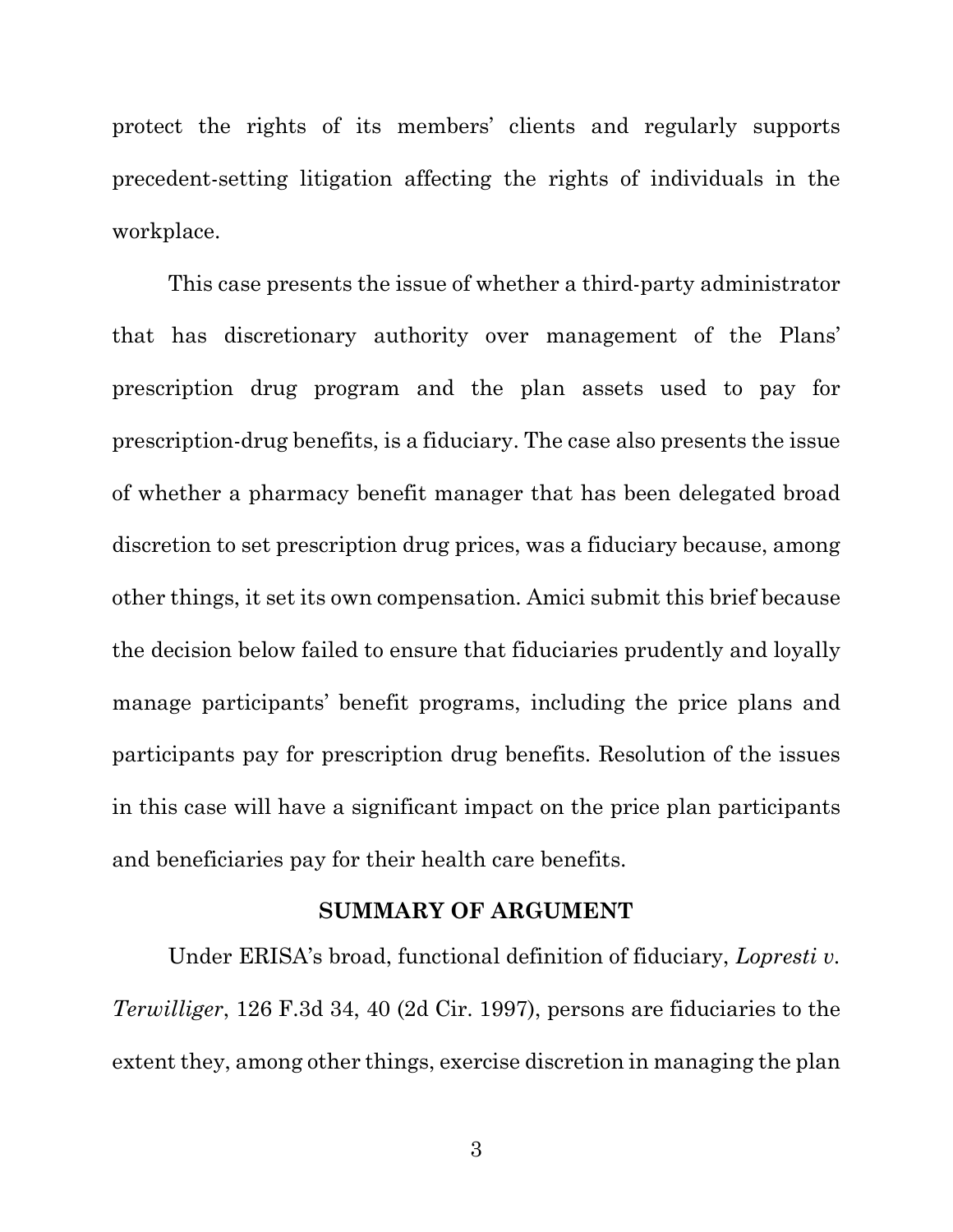protect the rights of its members' clients and regularly supports precedent-setting litigation affecting the rights of individuals in the workplace.

This case presents the issue of whether a third-party administrator that has discretionary authority over management of the Plans' prescription drug program and the plan assets used to pay for prescription-drug benefits, is a fiduciary. The case also presents the issue of whether a pharmacy benefit manager that has been delegated broad discretion to set prescription drug prices, was a fiduciary because, among other things, it set its own compensation. Amici submit this brief because the decision below failed to ensure that fiduciaries prudently and loyally manage participants' benefit programs, including the price plans and participants pay for prescription drug benefits. Resolution of the issues in this case will have a significant impact on the price plan participants and beneficiaries pay for their health care benefits.

## SUMMARY OF ARGUMENT

Under ERISA's broad, functional definition of fiduciary, *Lopresti v. Terwilliger*, 126 F.3d 34, 40 (2d Cir. 1997), persons are fiduciaries to the extent they, among other things, exercise discretion in managing the plan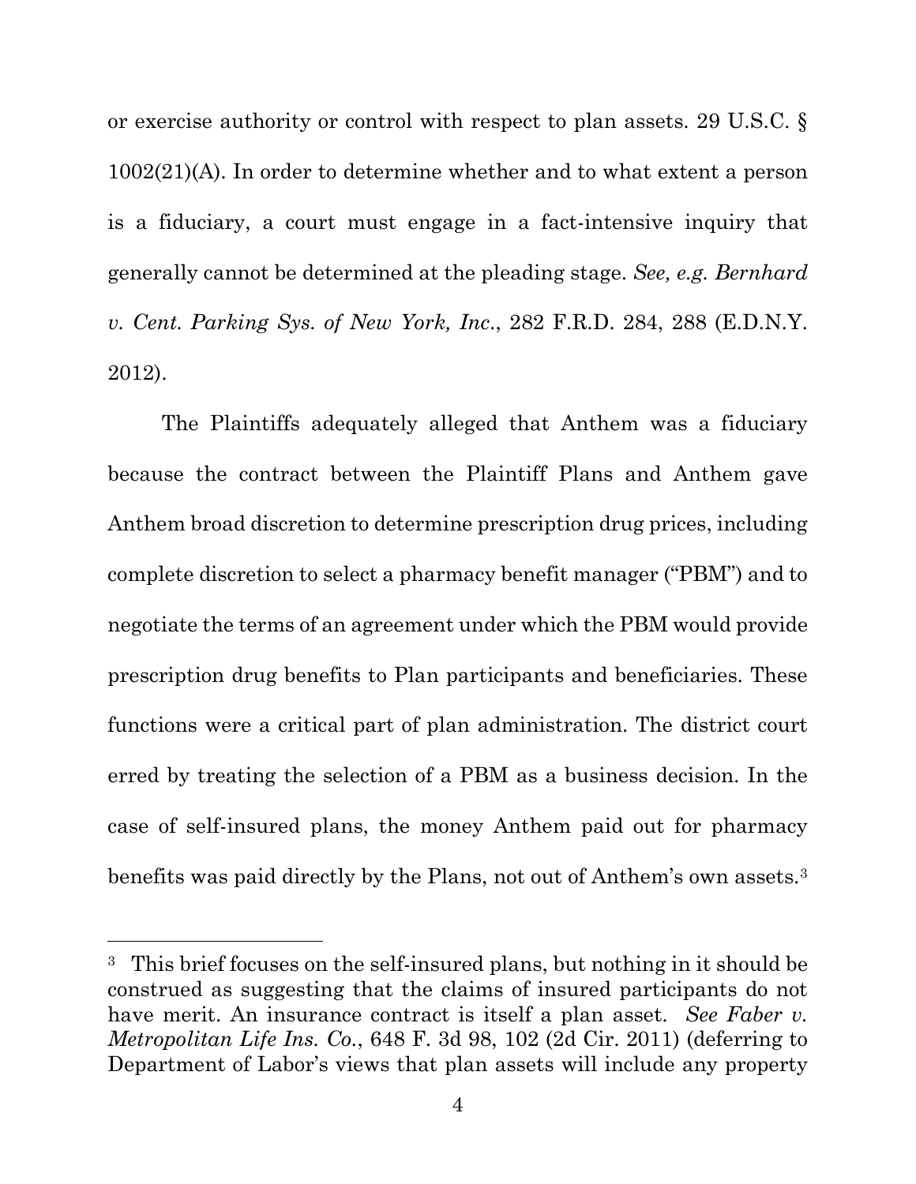or exercise authority or control with respect to plan assets. 29 U.S.C. § 1002(21)(A). In order to determine whether and to what extent a person is a fiduciary, a court must engage in a fact-intensive inquiry that generally cannot be determined at the pleading stage. *See, e.g. Bernhard v. Cent. Parking Sys. of New York, Inc.*, 282 F.R.D. 284, 288 (E.D.N.Y. 2012).

The Plaintiffs adequately alleged that Anthem was a fiduciary because the contract between the Plaintiff Plans and Anthem gave Anthem broad discretion to determine prescription drug prices, including complete discretion to select a pharmacy benefit manager ("PBM") and to negotiate the terms of an agreement under which the PBM would provide prescription drug benefits to Plan participants and beneficiaries. These functions were a critical part of plan administration. The district court erred by treating the selection of a PBM as a business decision. In the case of self-insured plans, the money Anthem paid out for pharmacy benefits was paid directly by the Plans, not out of Anthem's own assets.[3]

---

[3] This brief focuses on the self-insured plans, but nothing in it should be construed as suggesting that the claims of insured participants do not have merit. An insurance contract is itself a plan asset. *See Faber v. Metropolitan Life Ins. Co.*, 648 F. 3d 98, 102 (2d Cir. 2011) (deferring to Department of Labor's views that plan assets will include any property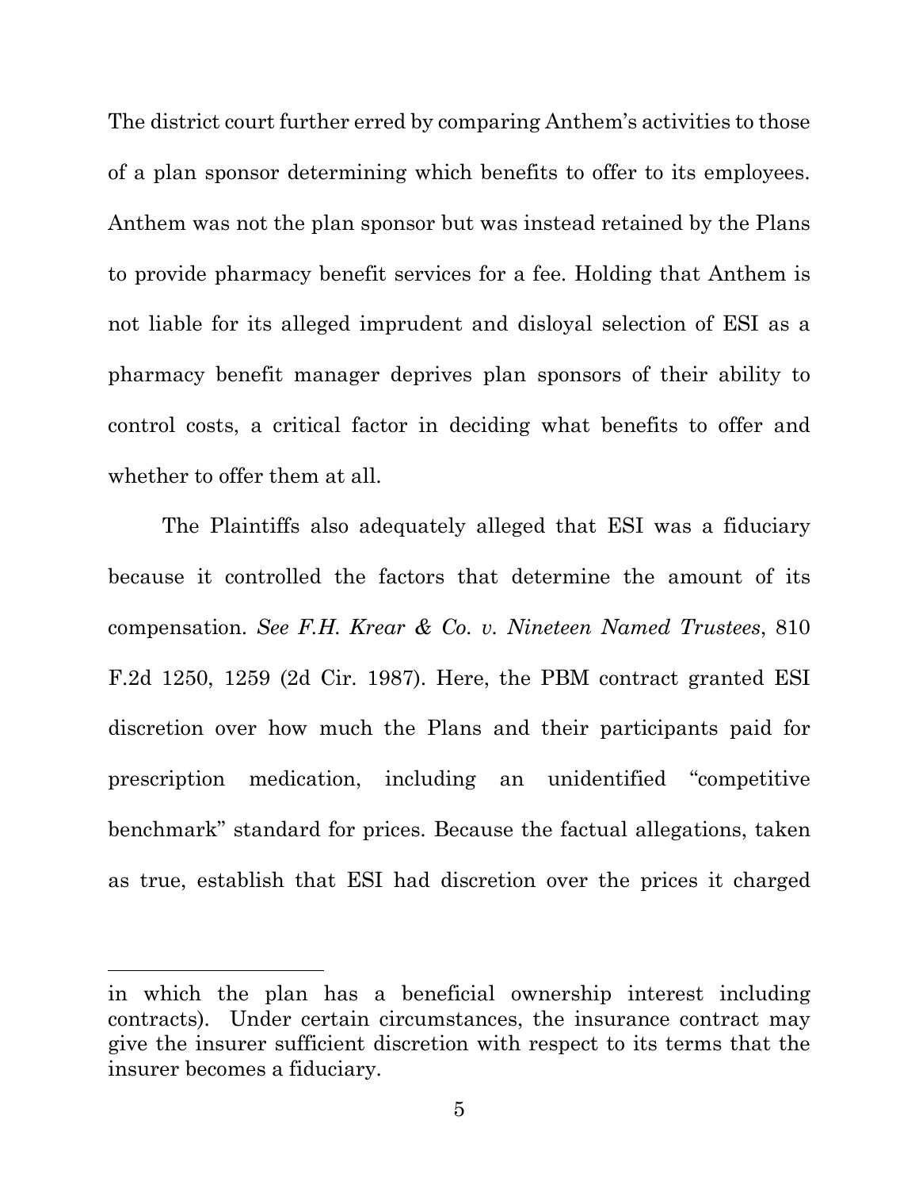The district court further erred by comparing Anthem's activities to those of a plan sponsor determining which benefits to offer to its employees. Anthem was not the plan sponsor but was instead retained by the Plans to provide pharmacy benefit services for a fee. Holding that Anthem is not liable for its alleged imprudent and disloyal selection of ESI as a pharmacy benefit manager deprives plan sponsors of their ability to control costs, a critical factor in deciding what benefits to offer and whether to offer them at all.

The Plaintiffs also adequately alleged that ESI was a fiduciary because it controlled the factors that determine the amount of its compensation. *See F.H. Krear & Co. v. Nineteen Named Trustees*, 810 F.2d 1250, 1259 (2d Cir. 1987). Here, the PBM contract granted ESI discretion over how much the Plans and their participants paid for prescription medication, including an unidentified "competitive benchmark" standard for prices. Because the factual allegations, taken as true, establish that ESI had discretion over the prices it charged

---

in which the plan has a beneficial ownership interest including contracts). Under certain circumstances, the insurance contract may give the insurer sufficient discretion with respect to its terms that the insurer becomes a fiduciary.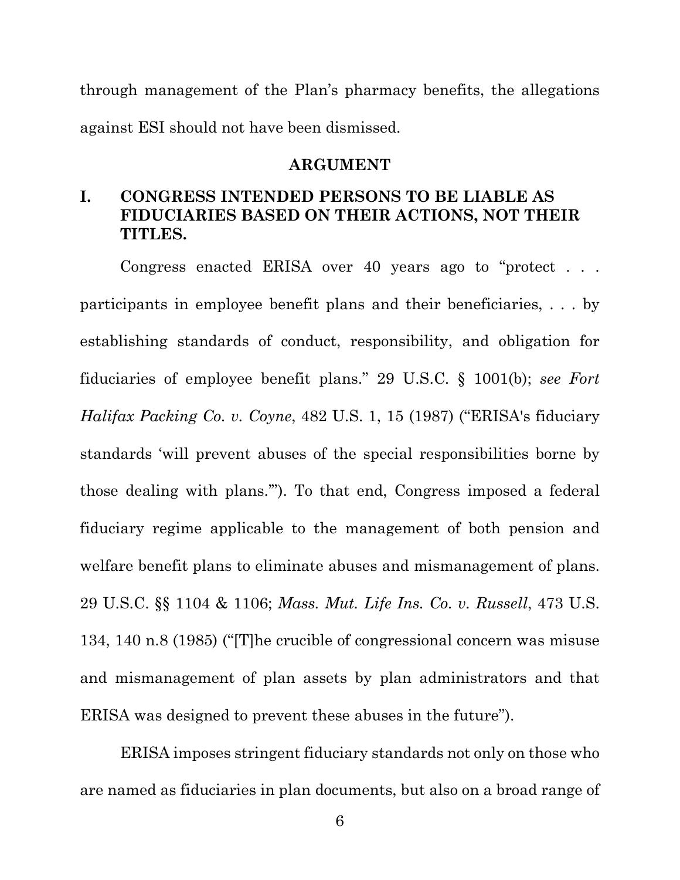through management of the Plan's pharmacy benefits, the allegations against ESI should not have been dismissed.

## ARGUMENT

### I. CONGRESS INTENDED PERSONS TO BE LIABLE AS FIDUCIARIES BASED ON THEIR ACTIONS, NOT THEIR TITLES.

Congress enacted ERISA over 40 years ago to "protect . . . participants in employee benefit plans and their beneficiaries, . . . by establishing standards of conduct, responsibility, and obligation for fiduciaries of employee benefit plans." 29 U.S.C. § 1001(b); *see Fort Halifax Packing Co. v. Coyne*, 482 U.S. 1, 15 (1987) ("ERISA's fiduciary standards 'will prevent abuses of the special responsibilities borne by those dealing with plans.'"). To that end, Congress imposed a federal fiduciary regime applicable to the management of both pension and welfare benefit plans to eliminate abuses and mismanagement of plans. 29 U.S.C. §§ 1104 & 1106; *Mass. Mut. Life Ins. Co. v. Russell*, 473 U.S. 134, 140 n.8 (1985) ("[T]he crucible of congressional concern was misuse and mismanagement of plan assets by plan administrators and that ERISA was designed to prevent these abuses in the future").

ERISA imposes stringent fiduciary standards not only on those who are named as fiduciaries in plan documents, but also on a broad range of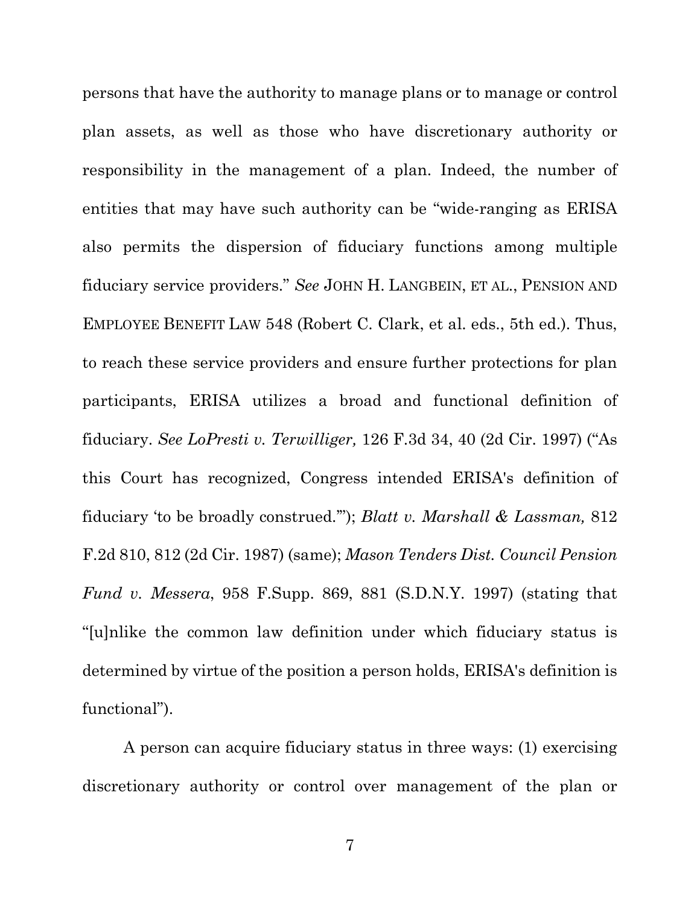persons that have the authority to manage plans or to manage or control plan assets, as well as those who have discretionary authority or responsibility in the management of a plan. Indeed, the number of entities that may have such authority can be "wide-ranging as ERISA also permits the dispersion of fiduciary functions among multiple fiduciary service providers." *See* JOHN H. LANGBEIN, ET AL., PENSION AND EMPLOYEE BENEFIT LAW 548 (Robert C. Clark, et al. eds., 5th ed.). Thus, to reach these service providers and ensure further protections for plan participants, ERISA utilizes a broad and functional definition of fiduciary. *See LoPresti v. Terwilliger,* 126 F.3d 34, 40 (2d Cir. 1997) ("As this Court has recognized, Congress intended ERISA's definition of fiduciary 'to be broadly construed.'"); *Blatt v. Marshall & Lassman,* 812 F.2d 810, 812 (2d Cir. 1987) (same); *Mason Tenders Dist. Council Pension Fund v. Messera*, 958 F.Supp. 869, 881 (S.D.N.Y. 1997) (stating that "[u]nlike the common law definition under which fiduciary status is determined by virtue of the position a person holds, ERISA's definition is functional").

A person can acquire fiduciary status in three ways: (1) exercising discretionary authority or control over management of the plan or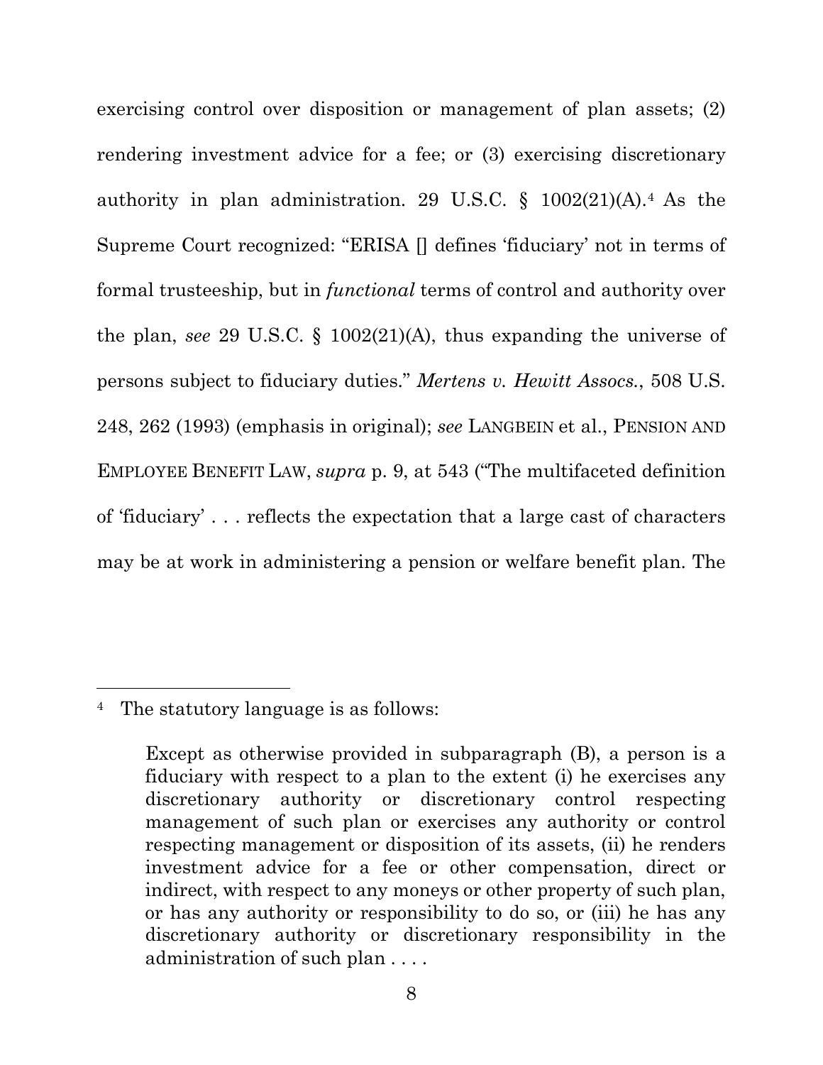exercising control over disposition or management of plan assets; (2) rendering investment advice for a fee; or (3) exercising discretionary authority in plan administration. 29 U.S.C. § 1002(21)(A).[4] As the Supreme Court recognized: "ERISA [] defines 'fiduciary' not in terms of formal trusteeship, but in *functional* terms of control and authority over the plan, *see* 29 U.S.C. § 1002(21)(A), thus expanding the universe of persons subject to fiduciary duties." *Mertens v. Hewitt Assocs.*, 508 U.S. 248, 262 (1993) (emphasis in original); *see* LANGBEIN et al., PENSION AND EMPLOYEE BENEFIT LAW, *supra* p. 9, at 543 ("The multifaceted definition of 'fiduciary' . . . reflects the expectation that a large cast of characters may be at work in administering a pension or welfare benefit plan. The

---

[4] The statutory language is as follows:

> Except as otherwise provided in subparagraph (B), a person is a fiduciary with respect to a plan to the extent (i) he exercises any discretionary authority or discretionary control respecting management of such plan or exercises any authority or control respecting management or disposition of its assets, (ii) he renders investment advice for a fee or other compensation, direct or indirect, with respect to any moneys or other property of such plan, or has any authority or responsibility to do so, or (iii) he has any discretionary authority or discretionary responsibility in the administration of such plan . . . .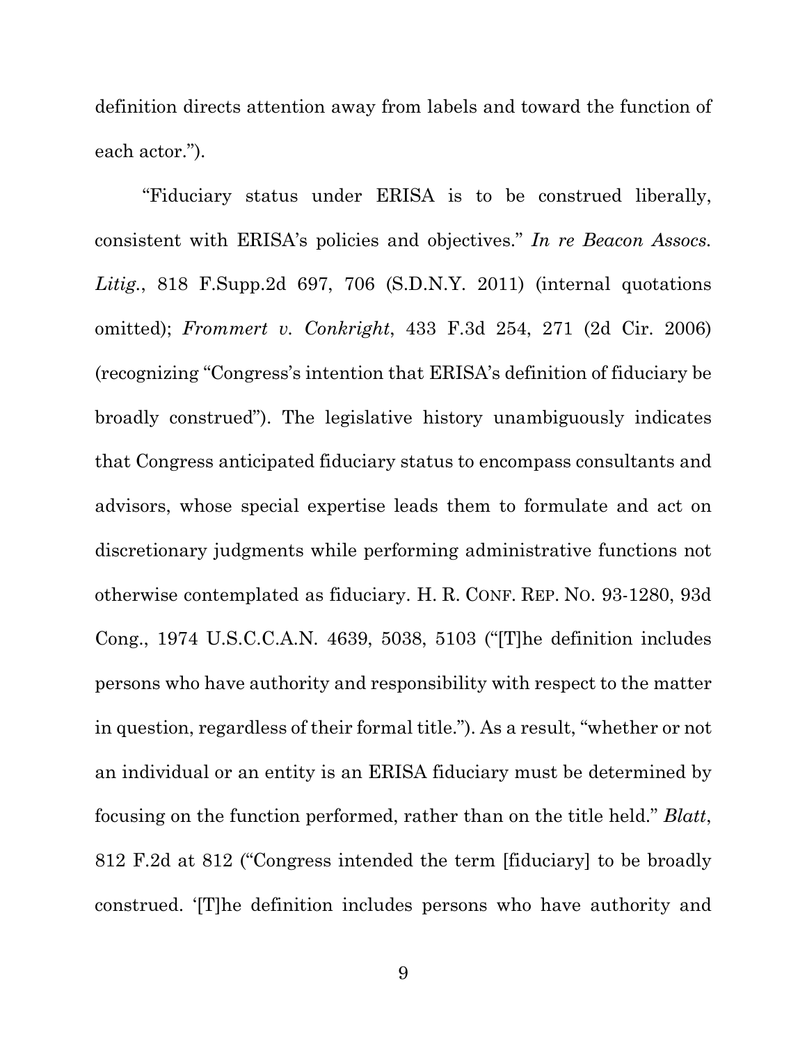definition directs attention away from labels and toward the function of each actor.").

"Fiduciary status under ERISA is to be construed liberally, consistent with ERISA's policies and objectives." *In re Beacon Assocs. Litig.*, 818 F.Supp.2d 697, 706 (S.D.N.Y. 2011) (internal quotations omitted); *Frommert v. Conkright*, 433 F.3d 254, 271 (2d Cir. 2006) (recognizing "Congress's intention that ERISA's definition of fiduciary be broadly construed"). The legislative history unambiguously indicates that Congress anticipated fiduciary status to encompass consultants and advisors, whose special expertise leads them to formulate and act on discretionary judgments while performing administrative functions not otherwise contemplated as fiduciary. H. R. CONF. REP. NO. 93-1280, 93d Cong., 1974 U.S.C.C.A.N. 4639, 5038, 5103 ("[T]he definition includes persons who have authority and responsibility with respect to the matter in question, regardless of their formal title."). As a result, "whether or not an individual or an entity is an ERISA fiduciary must be determined by focusing on the function performed, rather than on the title held." *Blatt*, 812 F.2d at 812 ("Congress intended the term [fiduciary] to be broadly construed. '[T]he definition includes persons who have authority and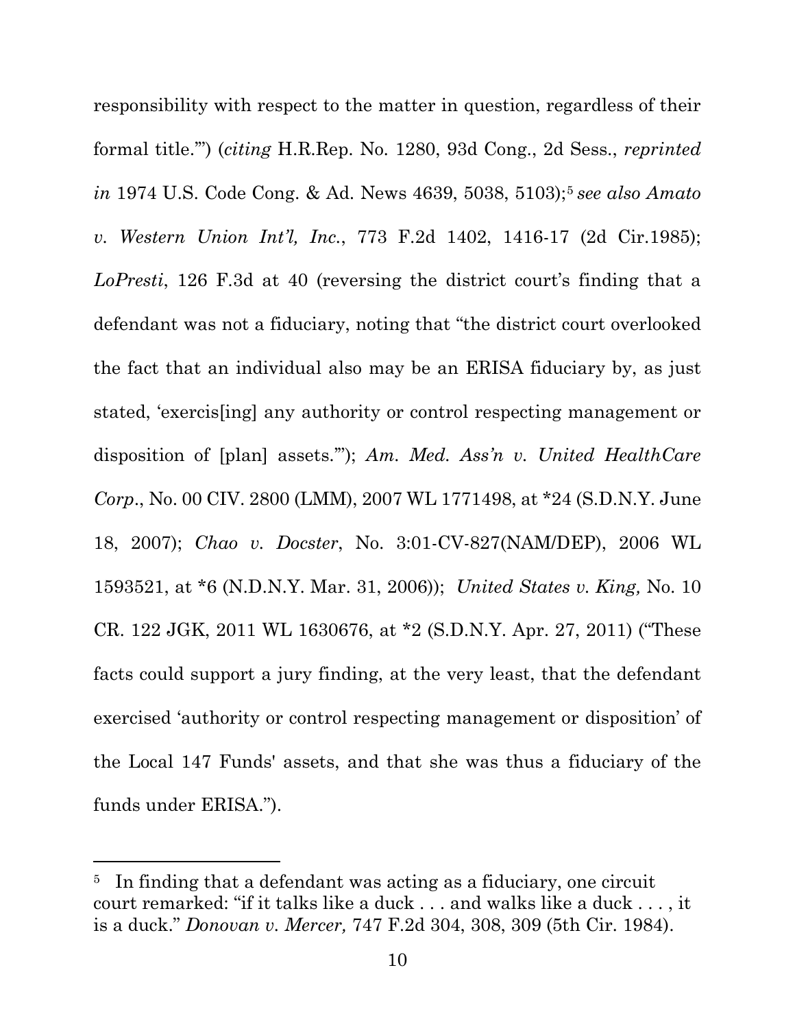responsibility with respect to the matter in question, regardless of their formal title.'") (*citing* H.R.Rep. No. 1280, 93d Cong., 2d Sess., *reprinted in* 1974 U.S. Code Cong. & Ad. News 4639, 5038, 5103);[5] *see also Amato v. Western Union Int'l, Inc.*, 773 F.2d 1402, 1416-17 (2d Cir.1985); *LoPresti*, 126 F.3d at 40 (reversing the district court's finding that a defendant was not a fiduciary, noting that "the district court overlooked the fact that an individual also may be an ERISA fiduciary by, as just stated, 'exercis[ing] any authority or control respecting management or disposition of [plan] assets.'"); *Am. Med. Ass'n v. United HealthCare Corp.*, No. 00 CIV. 2800 (LMM), 2007 WL 1771498, at *24 (S.D.N.Y. June 18, 2007); *Chao v. Docster*, No. 3:01-CV-827(NAM/DEP), 2006 WL 1593521, at *6 (N.D.N.Y. Mar. 31, 2006)); *United States v. King,* No. 10 CR. 122 JGK, 2011 WL 1630676, at *2 (S.D.N.Y. Apr. 27, 2011) ("These facts could support a jury finding, at the very least, that the defendant exercised 'authority or control respecting management or disposition' of the Local 147 Funds' assets, and that she was thus a fiduciary of the funds under ERISA.").

---

[5] In finding that a defendant was acting as a fiduciary, one circuit court remarked: "if it talks like a duck . . . and walks like a duck . . . , it is a duck." *Donovan v. Mercer,* 747 F.2d 304, 308, 309 (5th Cir. 1984).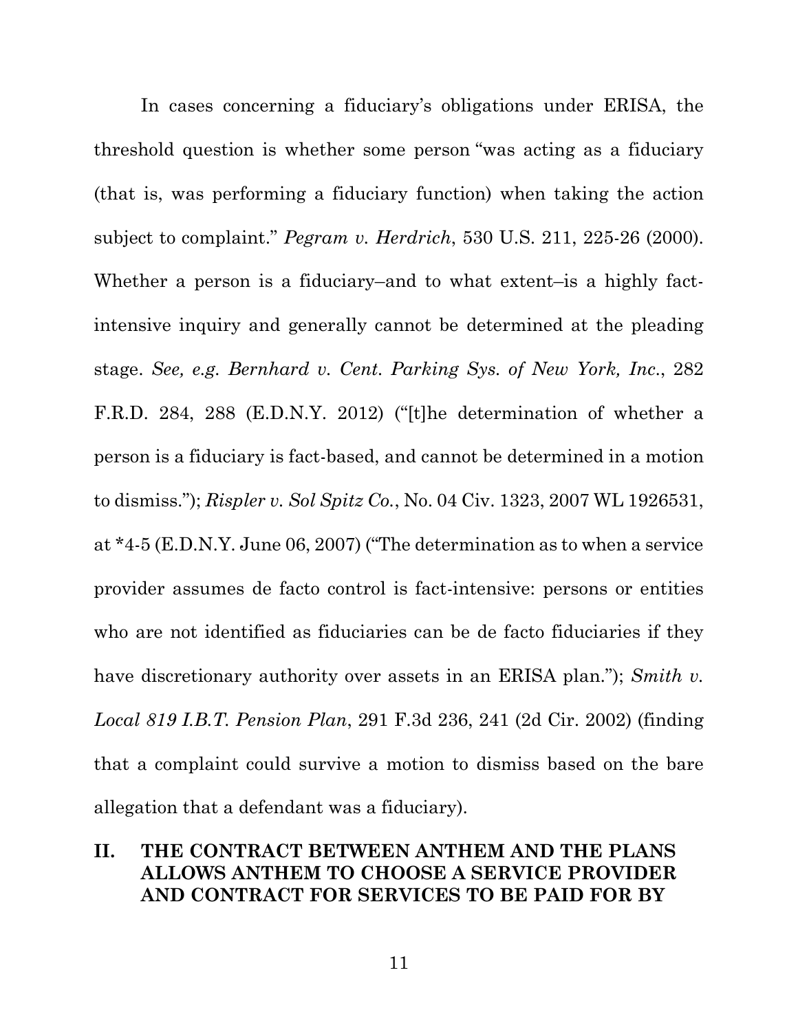In cases concerning a fiduciary's obligations under ERISA, the threshold question is whether some person "was acting as a fiduciary (that is, was performing a fiduciary function) when taking the action subject to complaint." *Pegram v. Herdrich*, 530 U.S. 211, 225-26 (2000). Whether a person is a fiduciary–and to what extent–is a highly fact-intensive inquiry and generally cannot be determined at the pleading stage. *See, e.g. Bernhard v. Cent. Parking Sys. of New York, Inc.*, 282 F.R.D. 284, 288 (E.D.N.Y. 2012) ("[t]he determination of whether a person is a fiduciary is fact-based, and cannot be determined in a motion to dismiss."); *Rispler v. Sol Spitz Co.*, No. 04 Civ. 1323, 2007 WL 1926531, at *4-5 (E.D.N.Y. June 06, 2007) ("The determination as to when a service provider assumes de facto control is fact-intensive: persons or entities who are not identified as fiduciaries can be de facto fiduciaries if they have discretionary authority over assets in an ERISA plan."); *Smith v. Local 819 I.B.T. Pension Plan*, 291 F.3d 236, 241 (2d Cir. 2002) (finding that a complaint could survive a motion to dismiss based on the bare allegation that a defendant was a fiduciary).

## II. THE CONTRACT BETWEEN ANTHEM AND THE PLANS ALLOWS ANTHEM TO CHOOSE A SERVICE PROVIDER AND CONTRACT FOR SERVICES TO BE PAID FOR BY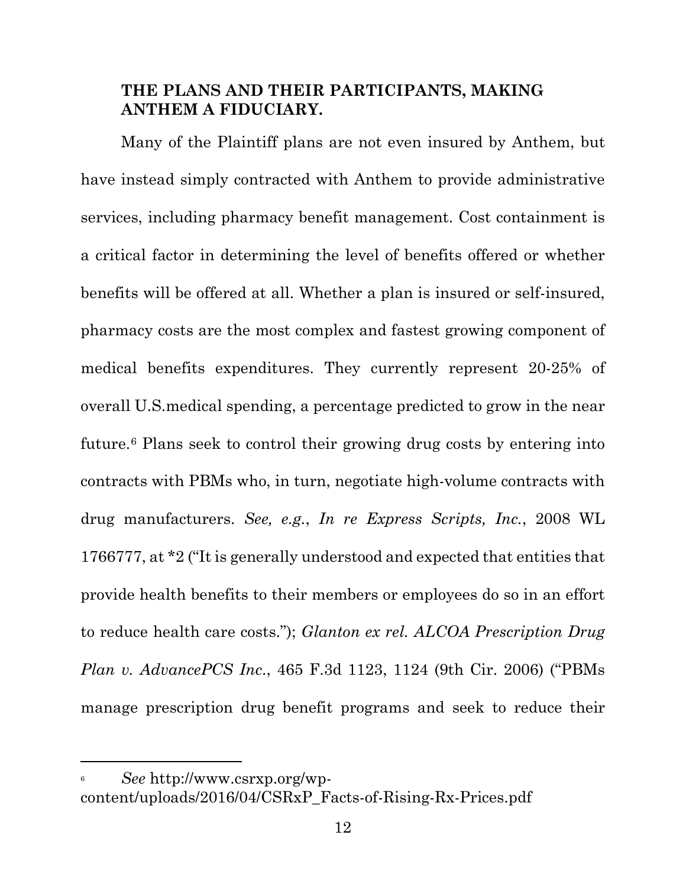**THE PLANS AND THEIR PARTICIPANTS, MAKING ANTHEM A FIDUCIARY.**

Many of the Plaintiff plans are not even insured by Anthem, but have instead simply contracted with Anthem to provide administrative services, including pharmacy benefit management. Cost containment is a critical factor in determining the level of benefits offered or whether benefits will be offered at all. Whether a plan is insured or self-insured, pharmacy costs are the most complex and fastest growing component of medical benefits expenditures. They currently represent 20-25% of overall U.S.medical spending, a percentage predicted to grow in the near future.[6] Plans seek to control their growing drug costs by entering into contracts with PBMs who, in turn, negotiate high-volume contracts with drug manufacturers. *See, e.g.*, *In re Express Scripts, Inc.*, 2008 WL 1766777, at *2 ("It is generally understood and expected that entities that provide health benefits to their members or employees do so in an effort to reduce health care costs."); *Glanton ex rel. ALCOA Prescription Drug Plan v. AdvancePCS Inc.*, 465 F.3d 1123, 1124 (9th Cir. 2006) ("PBMs manage prescription drug benefit programs and seek to reduce their

---

[6] *See* http://www.csrxp.org/wp-content/uploads/2016/04/CSRxP_Facts-of-Rising-Rx-Prices.pdf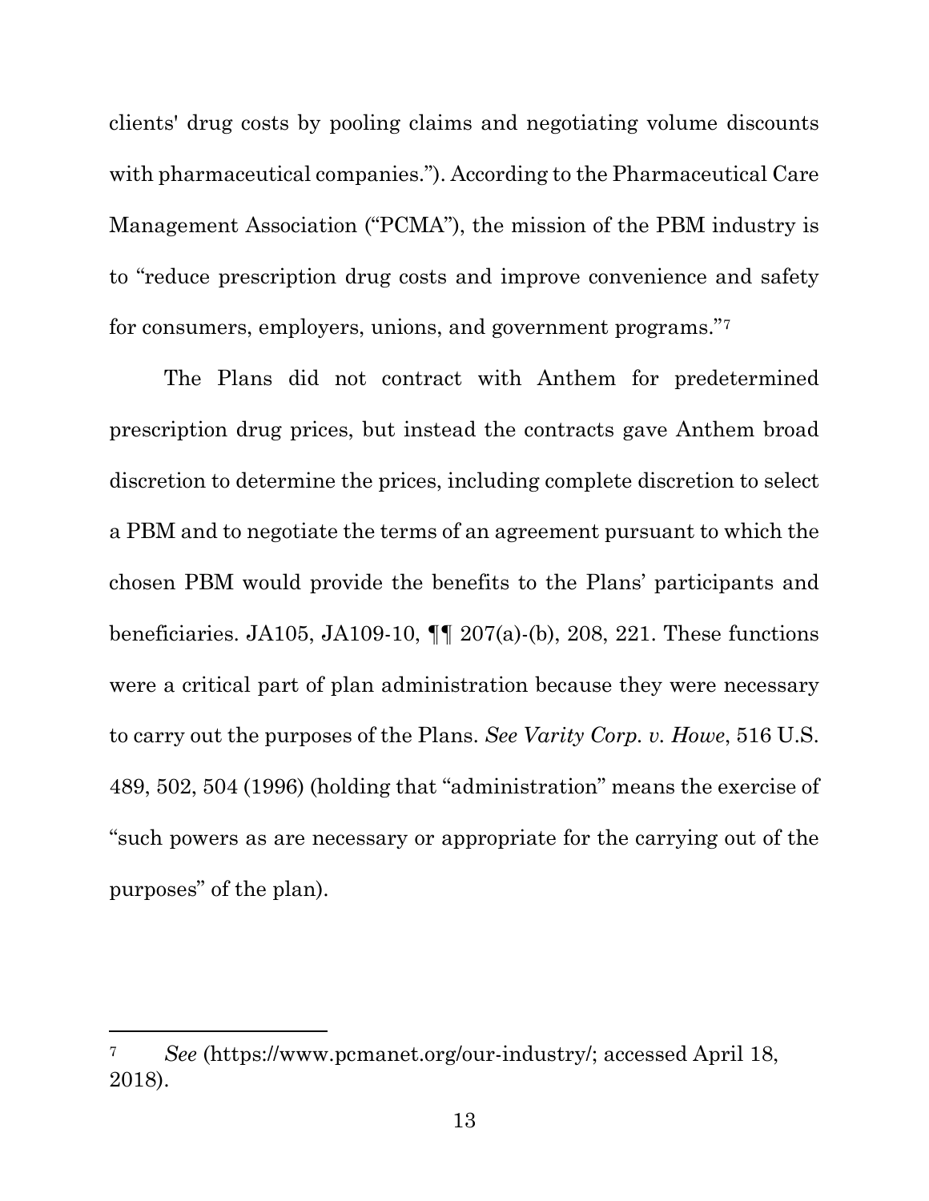clients' drug costs by pooling claims and negotiating volume discounts with pharmaceutical companies."). According to the Pharmaceutical Care Management Association ("PCMA"), the mission of the PBM industry is to "reduce prescription drug costs and improve convenience and safety for consumers, employers, unions, and government programs."[7]

The Plans did not contract with Anthem for predetermined prescription drug prices, but instead the contracts gave Anthem broad discretion to determine the prices, including complete discretion to select a PBM and to negotiate the terms of an agreement pursuant to which the chosen PBM would provide the benefits to the Plans' participants and beneficiaries. JA105, JA109-10, ¶¶ 207(a)-(b), 208, 221. These functions were a critical part of plan administration because they were necessary to carry out the purposes of the Plans. *See Varity Corp. v. Howe*, 516 U.S. 489, 502, 504 (1996) (holding that "administration" means the exercise of "such powers as are necessary or appropriate for the carrying out of the purposes" of the plan).

---

[7] *See* (https://www.pcmanet.org/our-industry/; accessed April 18, 2018).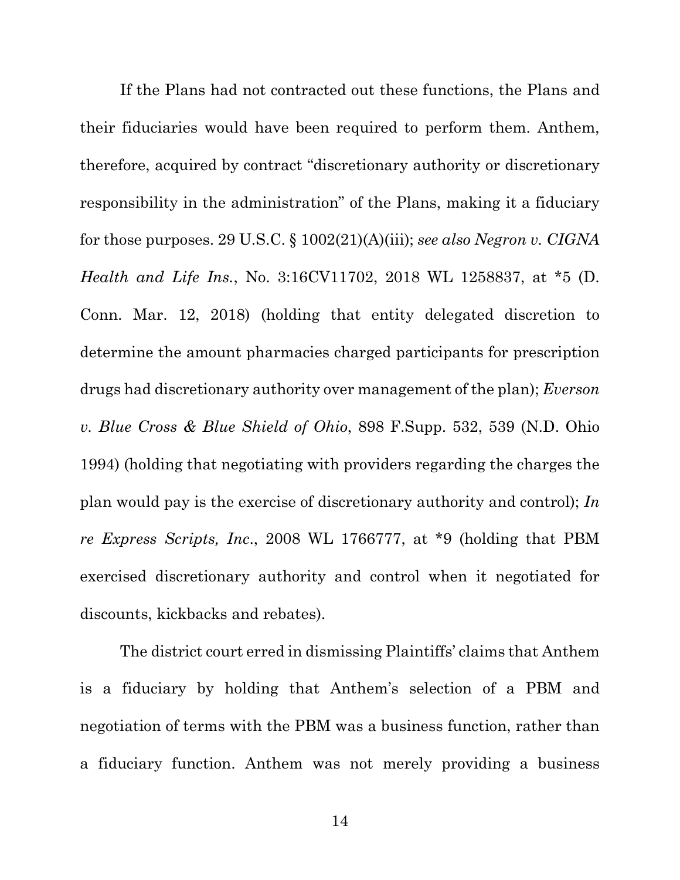If the Plans had not contracted out these functions, the Plans and their fiduciaries would have been required to perform them. Anthem, therefore, acquired by contract "discretionary authority or discretionary responsibility in the administration" of the Plans, making it a fiduciary for those purposes. 29 U.S.C. § 1002(21)(A)(iii); *see also Negron v. CIGNA Health and Life Ins.*, No. 3:16CV11702, 2018 WL 1258837, at *5 (D. Conn. Mar. 12, 2018) (holding that entity delegated discretion to determine the amount pharmacies charged participants for prescription drugs had discretionary authority over management of the plan); *Everson v. Blue Cross & Blue Shield of Ohio*, 898 F.Supp. 532, 539 (N.D. Ohio 1994) (holding that negotiating with providers regarding the charges the plan would pay is the exercise of discretionary authority and control); *In re Express Scripts, Inc.*, 2008 WL 1766777, at *9 (holding that PBM exercised discretionary authority and control when it negotiated for discounts, kickbacks and rebates).

The district court erred in dismissing Plaintiffs' claims that Anthem is a fiduciary by holding that Anthem's selection of a PBM and negotiation of terms with the PBM was a business function, rather than a fiduciary function. Anthem was not merely providing a business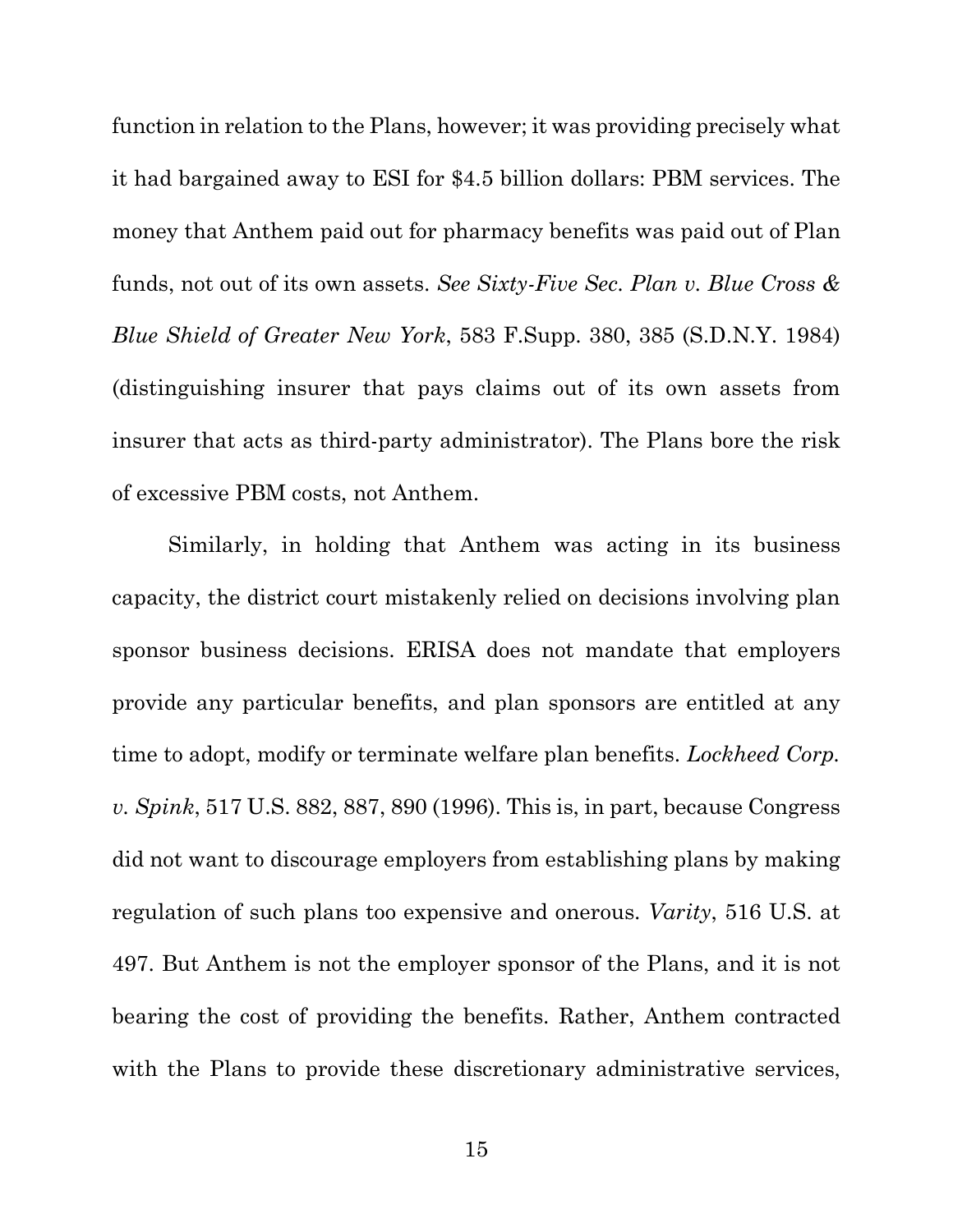function in relation to the Plans, however; it was providing precisely what it had bargained away to ESI for $4.5 billion dollars: PBM services. The money that Anthem paid out for pharmacy benefits was paid out of Plan funds, not out of its own assets. *See Sixty-Five Sec. Plan v. Blue Cross & Blue Shield of Greater New York*, 583 F.Supp. 380, 385 (S.D.N.Y. 1984) (distinguishing insurer that pays claims out of its own assets from insurer that acts as third-party administrator). The Plans bore the risk of excessive PBM costs, not Anthem.

Similarly, in holding that Anthem was acting in its business capacity, the district court mistakenly relied on decisions involving plan sponsor business decisions. ERISA does not mandate that employers provide any particular benefits, and plan sponsors are entitled at any time to adopt, modify or terminate welfare plan benefits. *Lockheed Corp. v. Spink*, 517 U.S. 882, 887, 890 (1996). This is, in part, because Congress did not want to discourage employers from establishing plans by making regulation of such plans too expensive and onerous. *Varity*, 516 U.S. at 497. But Anthem is not the employer sponsor of the Plans, and it is not bearing the cost of providing the benefits. Rather, Anthem contracted with the Plans to provide these discretionary administrative services,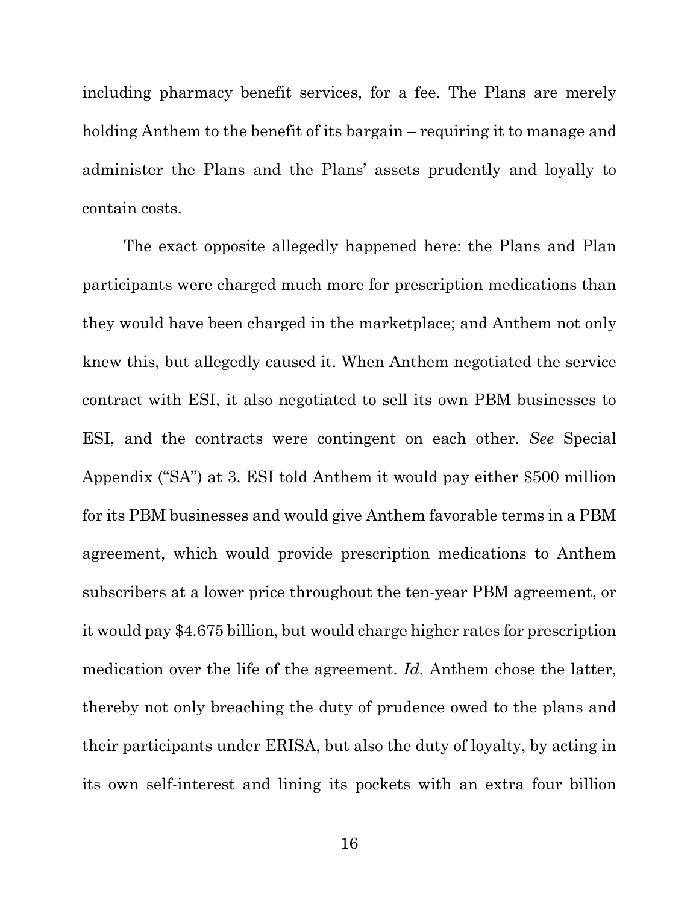including pharmacy benefit services, for a fee. The Plans are merely holding Anthem to the benefit of its bargain – requiring it to manage and administer the Plans and the Plans' assets prudently and loyally to contain costs.

The exact opposite allegedly happened here: the Plans and Plan participants were charged much more for prescription medications than they would have been charged in the marketplace; and Anthem not only knew this, but allegedly caused it. When Anthem negotiated the service contract with ESI, it also negotiated to sell its own PBM businesses to ESI, and the contracts were contingent on each other. *See* Special Appendix ("SA") at 3. ESI told Anthem it would pay either $500 million for its PBM businesses and would give Anthem favorable terms in a PBM agreement, which would provide prescription medications to Anthem subscribers at a lower price throughout the ten-year PBM agreement, or it would pay $4.675 billion, but would charge higher rates for prescription medication over the life of the agreement. *Id.* Anthem chose the latter, thereby not only breaching the duty of prudence owed to the plans and their participants under ERISA, but also the duty of loyalty, by acting in its own self-interest and lining its pockets with an extra four billion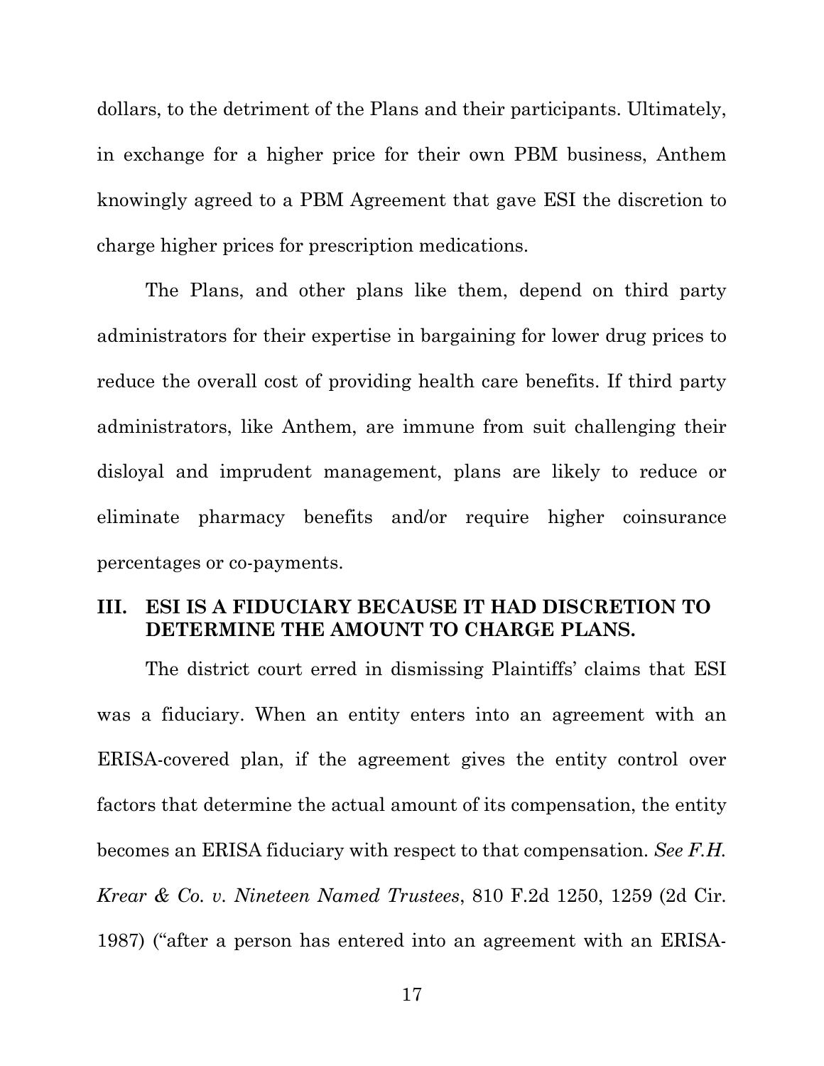dollars, to the detriment of the Plans and their participants. Ultimately, in exchange for a higher price for their own PBM business, Anthem knowingly agreed to a PBM Agreement that gave ESI the discretion to charge higher prices for prescription medications.

The Plans, and other plans like them, depend on third party administrators for their expertise in bargaining for lower drug prices to reduce the overall cost of providing health care benefits. If third party administrators, like Anthem, are immune from suit challenging their disloyal and imprudent management, plans are likely to reduce or eliminate pharmacy benefits and/or require higher coinsurance percentages or co-payments.

## III. ESI IS A FIDUCIARY BECAUSE IT HAD DISCRETION TO DETERMINE THE AMOUNT TO CHARGE PLANS.

The district court erred in dismissing Plaintiffs' claims that ESI was a fiduciary. When an entity enters into an agreement with an ERISA-covered plan, if the agreement gives the entity control over factors that determine the actual amount of its compensation, the entity becomes an ERISA fiduciary with respect to that compensation. *See F.H. Krear & Co. v. Nineteen Named Trustees*, 810 F.2d 1250, 1259 (2d Cir. 1987) ("after a person has entered into an agreement with an ERISA-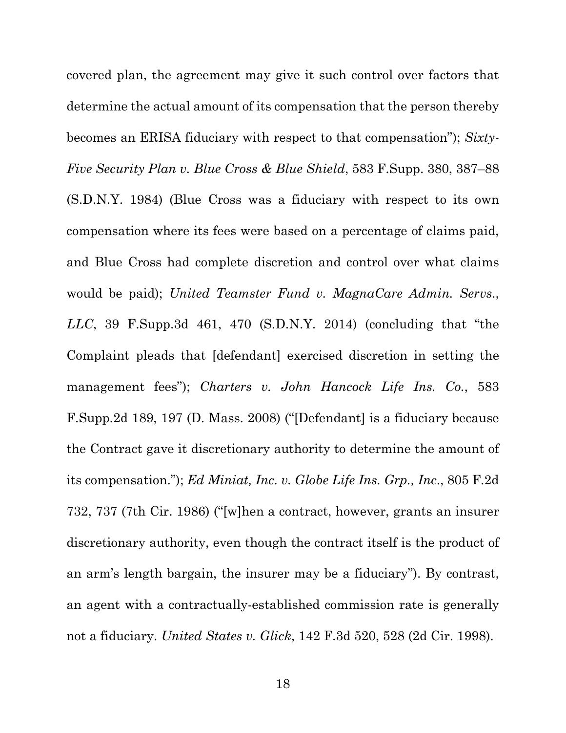covered plan, the agreement may give it such control over factors that determine the actual amount of its compensation that the person thereby becomes an ERISA fiduciary with respect to that compensation"); *Sixty-Five Security Plan v. Blue Cross & Blue Shield*, 583 F.Supp. 380, 387–88 (S.D.N.Y. 1984) (Blue Cross was a fiduciary with respect to its own compensation where its fees were based on a percentage of claims paid, and Blue Cross had complete discretion and control over what claims would be paid); *United Teamster Fund v. MagnaCare Admin. Servs., LLC*, 39 F.Supp.3d 461, 470 (S.D.N.Y. 2014) (concluding that "the Complaint pleads that [defendant] exercised discretion in setting the management fees"); *Charters v. John Hancock Life Ins. Co.*, 583 F.Supp.2d 189, 197 (D. Mass. 2008) ("[Defendant] is a fiduciary because the Contract gave it discretionary authority to determine the amount of its compensation."); *Ed Miniat, Inc. v. Globe Life Ins. Grp., Inc.*, 805 F.2d 732, 737 (7th Cir. 1986) ("[w]hen a contract, however, grants an insurer discretionary authority, even though the contract itself is the product of an arm's length bargain, the insurer may be a fiduciary"). By contrast, an agent with a contractually-established commission rate is generally not a fiduciary. *United States v. Glick*, 142 F.3d 520, 528 (2d Cir. 1998).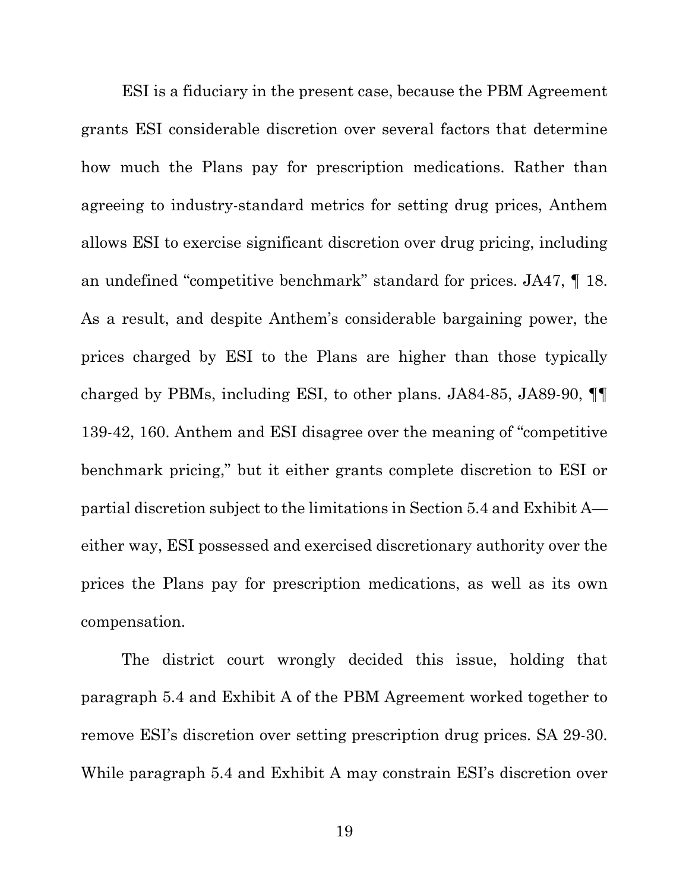ESI is a fiduciary in the present case, because the PBM Agreement grants ESI considerable discretion over several factors that determine how much the Plans pay for prescription medications. Rather than agreeing to industry-standard metrics for setting drug prices, Anthem allows ESI to exercise significant discretion over drug pricing, including an undefined "competitive benchmark" standard for prices. JA47, ¶ 18. As a result, and despite Anthem's considerable bargaining power, the prices charged by ESI to the Plans are higher than those typically charged by PBMs, including ESI, to other plans. JA84-85, JA89-90, ¶¶ 139-42, 160. Anthem and ESI disagree over the meaning of "competitive benchmark pricing," but it either grants complete discretion to ESI or partial discretion subject to the limitations in Section 5.4 and Exhibit A—either way, ESI possessed and exercised discretionary authority over the prices the Plans pay for prescription medications, as well as its own compensation.

The district court wrongly decided this issue, holding that paragraph 5.4 and Exhibit A of the PBM Agreement worked together to remove ESI's discretion over setting prescription drug prices. SA 29-30. While paragraph 5.4 and Exhibit A may constrain ESI's discretion over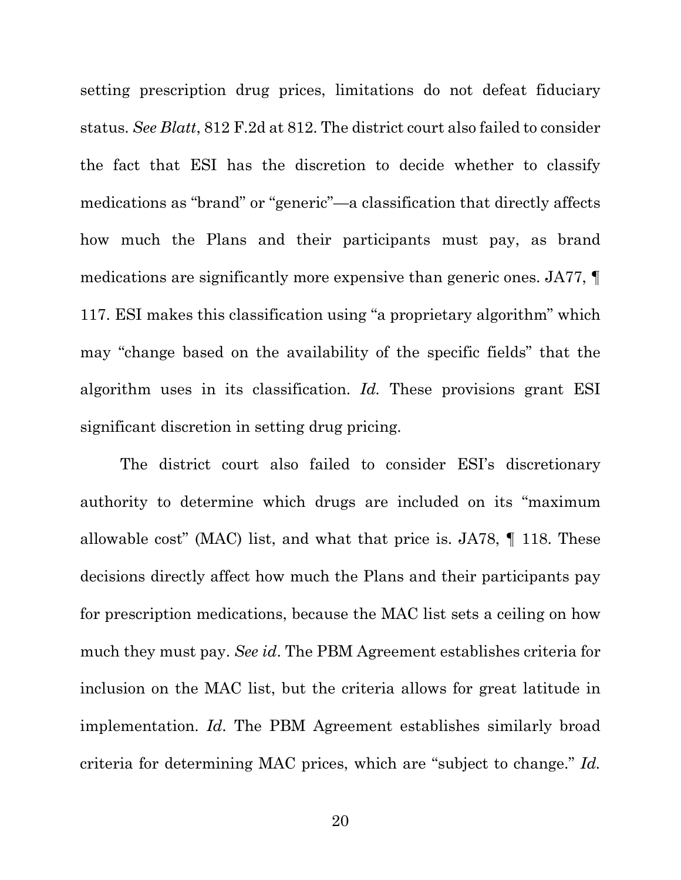setting prescription drug prices, limitations do not defeat fiduciary status. *See Blatt*, 812 F.2d at 812. The district court also failed to consider the fact that ESI has the discretion to decide whether to classify medications as "brand" or "generic"—a classification that directly affects how much the Plans and their participants must pay, as brand medications are significantly more expensive than generic ones. JA77, ¶ 117. ESI makes this classification using "a proprietary algorithm" which may "change based on the availability of the specific fields" that the algorithm uses in its classification. *Id.* These provisions grant ESI significant discretion in setting drug pricing.

The district court also failed to consider ESI's discretionary authority to determine which drugs are included on its "maximum allowable cost" (MAC) list, and what that price is. JA78, ¶ 118. These decisions directly affect how much the Plans and their participants pay for prescription medications, because the MAC list sets a ceiling on how much they must pay. *See id*. The PBM Agreement establishes criteria for inclusion on the MAC list, but the criteria allows for great latitude in implementation. *Id.* The PBM Agreement establishes similarly broad criteria for determining MAC prices, which are "subject to change." *Id.*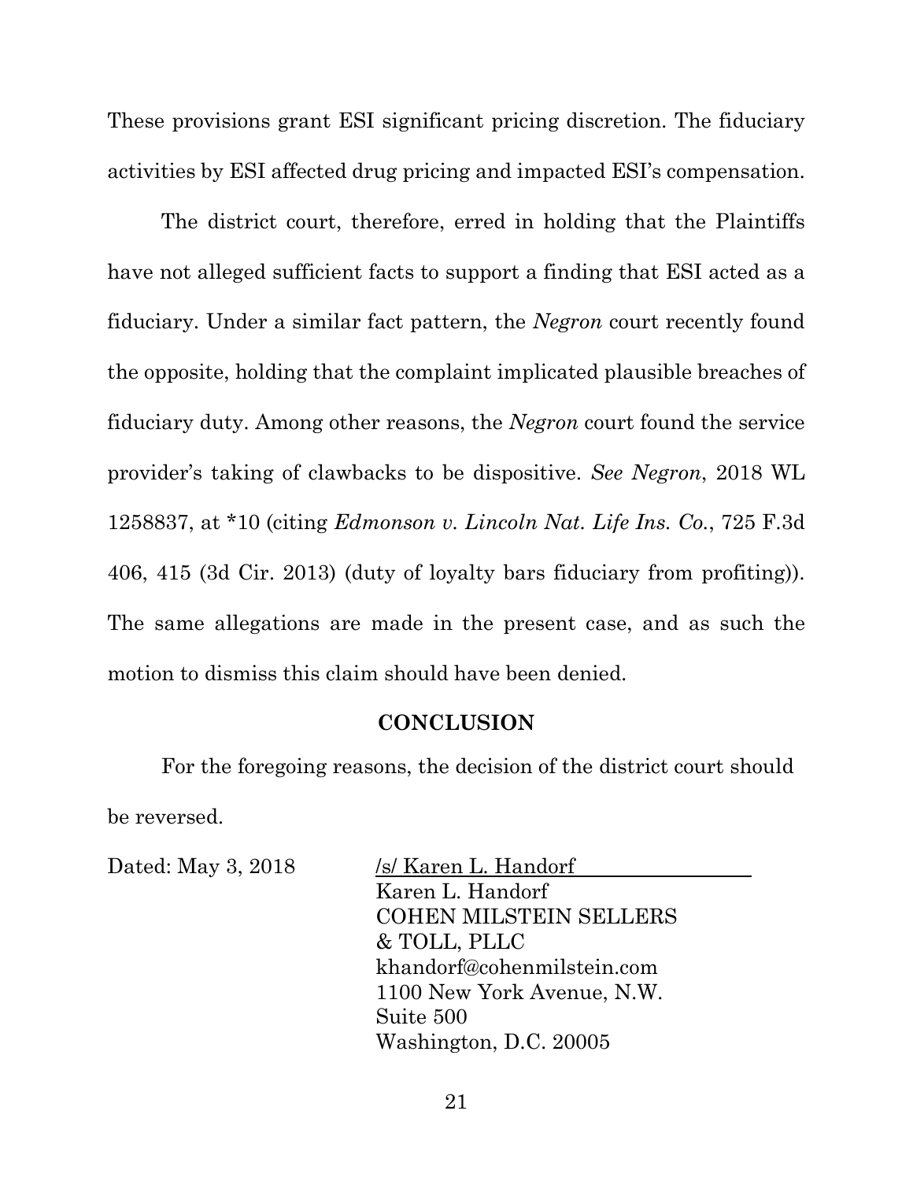These provisions grant ESI significant pricing discretion. The fiduciary activities by ESI affected drug pricing and impacted ESI's compensation.

The district court, therefore, erred in holding that the Plaintiffs have not alleged sufficient facts to support a finding that ESI acted as a fiduciary. Under a similar fact pattern, the *Negron* court recently found the opposite, holding that the complaint implicated plausible breaches of fiduciary duty. Among other reasons, the *Negron* court found the service provider's taking of clawbacks to be dispositive. *See Negron*, 2018 WL 1258837, at *10 (citing *Edmonson v. Lincoln Nat. Life Ins. Co.*, 725 F.3d 406, 415 (3d Cir. 2013) (duty of loyalty bars fiduciary from profiting)). The same allegations are made in the present case, and as such the motion to dismiss this claim should have been denied.

## CONCLUSION

For the foregoing reasons, the decision of the district court should be reversed.

Dated: May 3, 2018

/s/ Karen L. Handorf
Karen L. Handorf
COHEN MILSTEIN SELLERS
& TOLL, PLLC
khandorf@cohenmilstein.com
1100 New York Avenue, N.W.
Suite 500
Washington, D.C. 20005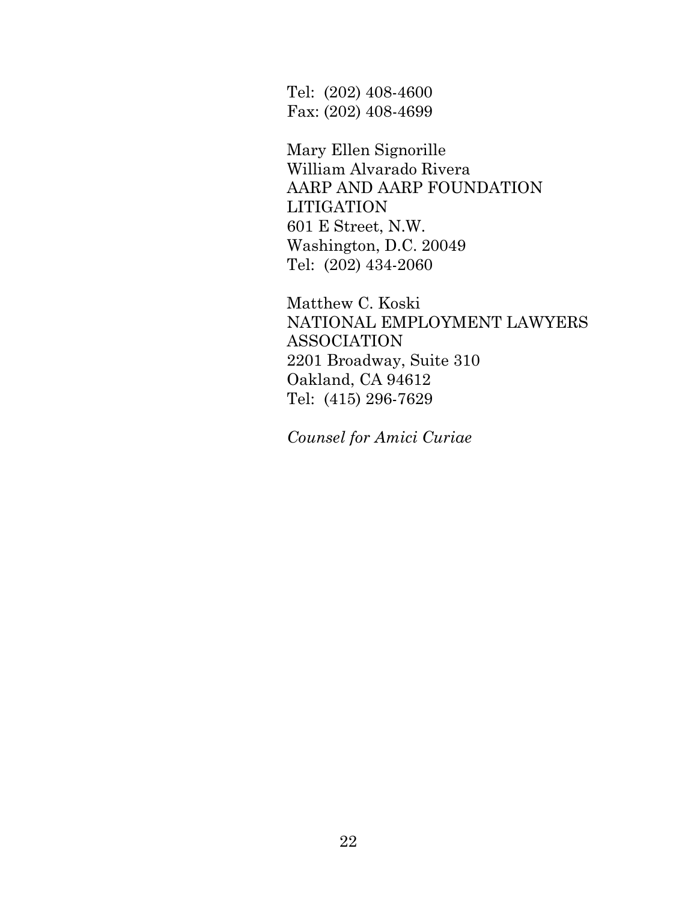Tel: (202) 408-4600
Fax: (202) 408-4699

Mary Ellen Signorille
William Alvarado Rivera
AARP AND AARP FOUNDATION
LITIGATION
601 E Street, N.W.
Washington, D.C. 20049
Tel: (202) 434-2060

Matthew C. Koski
NATIONAL EMPLOYMENT LAWYERS
ASSOCIATION
2201 Broadway, Suite 310
Oakland, CA 94612
Tel: (415) 296-7629

*Counsel for Amici Curiae*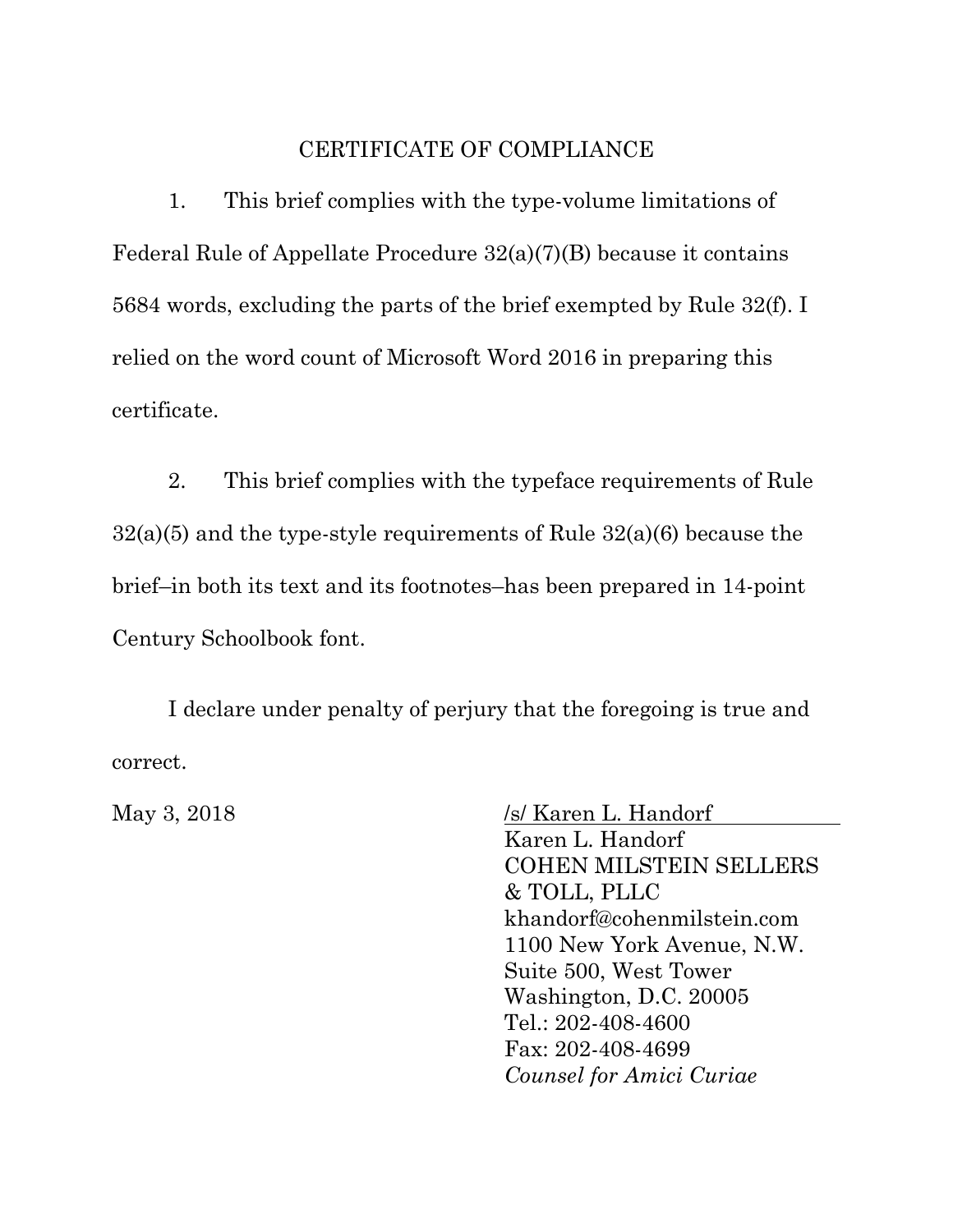# CERTIFICATE OF COMPLIANCE

1. This brief complies with the type-volume limitations of Federal Rule of Appellate Procedure 32(a)(7)(B) because it contains 5684 words, excluding the parts of the brief exempted by Rule 32(f). I relied on the word count of Microsoft Word 2016 in preparing this certificate.

2. This brief complies with the typeface requirements of Rule 32(a)(5) and the type-style requirements of Rule 32(a)(6) because the brief–in both its text and its footnotes–has been prepared in 14-point Century Schoolbook font.

I declare under penalty of perjury that the foregoing is true and correct.

May 3, 2018

/s/ Karen L. Handorf
Karen L. Handorf
COHEN MILSTEIN SELLERS & TOLL, PLLC
khandorf@cohenmilstein.com
1100 New York Avenue, N.W.
Suite 500, West Tower
Washington, D.C. 20005
Tel.: 202-408-4600
Fax: 202-408-4699
*Counsel for Amici Curiae*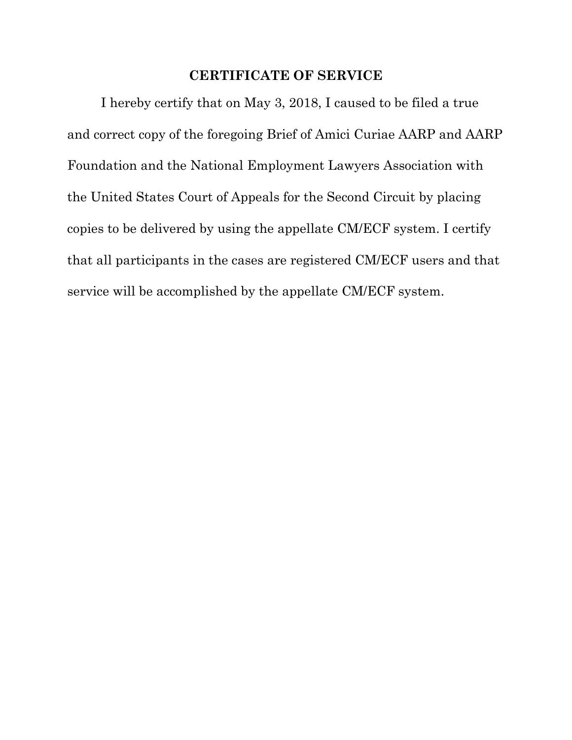# CERTIFICATE OF SERVICE

I hereby certify that on May 3, 2018, I caused to be filed a true and correct copy of the foregoing Brief of Amici Curiae AARP and AARP Foundation and the National Employment Lawyers Association with the United States Court of Appeals for the Second Circuit by placing copies to be delivered by using the appellate CM/ECF system. I certify that all participants in the cases are registered CM/ECF users and that service will be accomplished by the appellate CM/ECF system.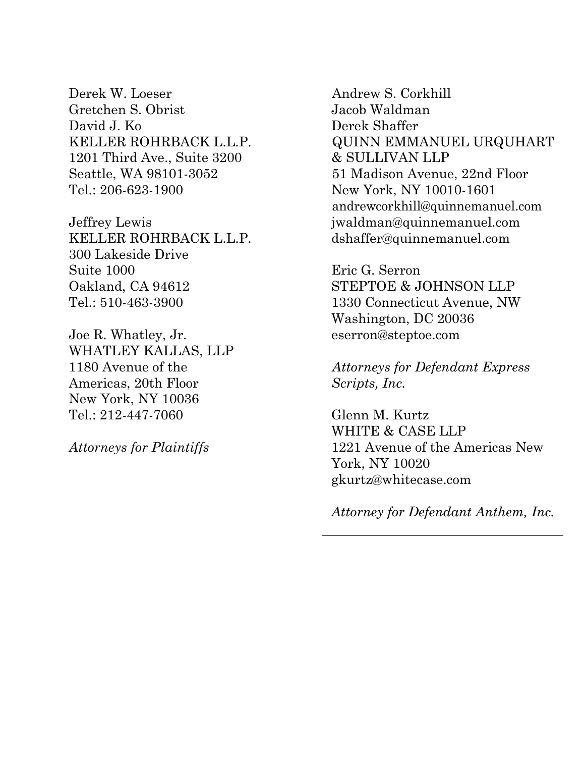Derek W. Loeser
Gretchen S. Obrist
David J. Ko
KELLER ROHRBACK L.L.P.
1201 Third Ave., Suite 3200
Seattle, WA 98101-3052
Tel.: 206-623-1900

Jeffrey Lewis
KELLER ROHRBACK L.L.P.
300 Lakeside Drive
Suite 1000
Oakland, CA 94612
Tel.: 510-463-3900

Joe R. Whatley, Jr.
WHATLEY KALLAS, LLP
1180 Avenue of the
Americas, 20th Floor
New York, NY 10036
Tel.: 212-447-7060

*Attorneys for Plaintiffs*

Andrew S. Corkhill
Jacob Waldman
Derek Shaffer
QUINN EMMANUEL URQUHART
& SULLIVAN LLP
51 Madison Avenue, 22nd Floor
New York, NY 10010-1601
andrewcorkhill@quinnemanuel.com
jwaldman@quinnemanuel.com
dshaffer@quinnemanuel.com

Eric G. Serron
STEPTOE & JOHNSON LLP
1330 Connecticut Avenue, NW
Washington, DC 20036
eserron@steptoe.com

*Attorneys for Defendant Express Scripts, Inc.*

Glenn M. Kurtz
WHITE & CASE LLP
1221 Avenue of the Americas New
York, NY 10020
gkurtz@whitecase.com

*Attorney for Defendant Anthem, Inc.*